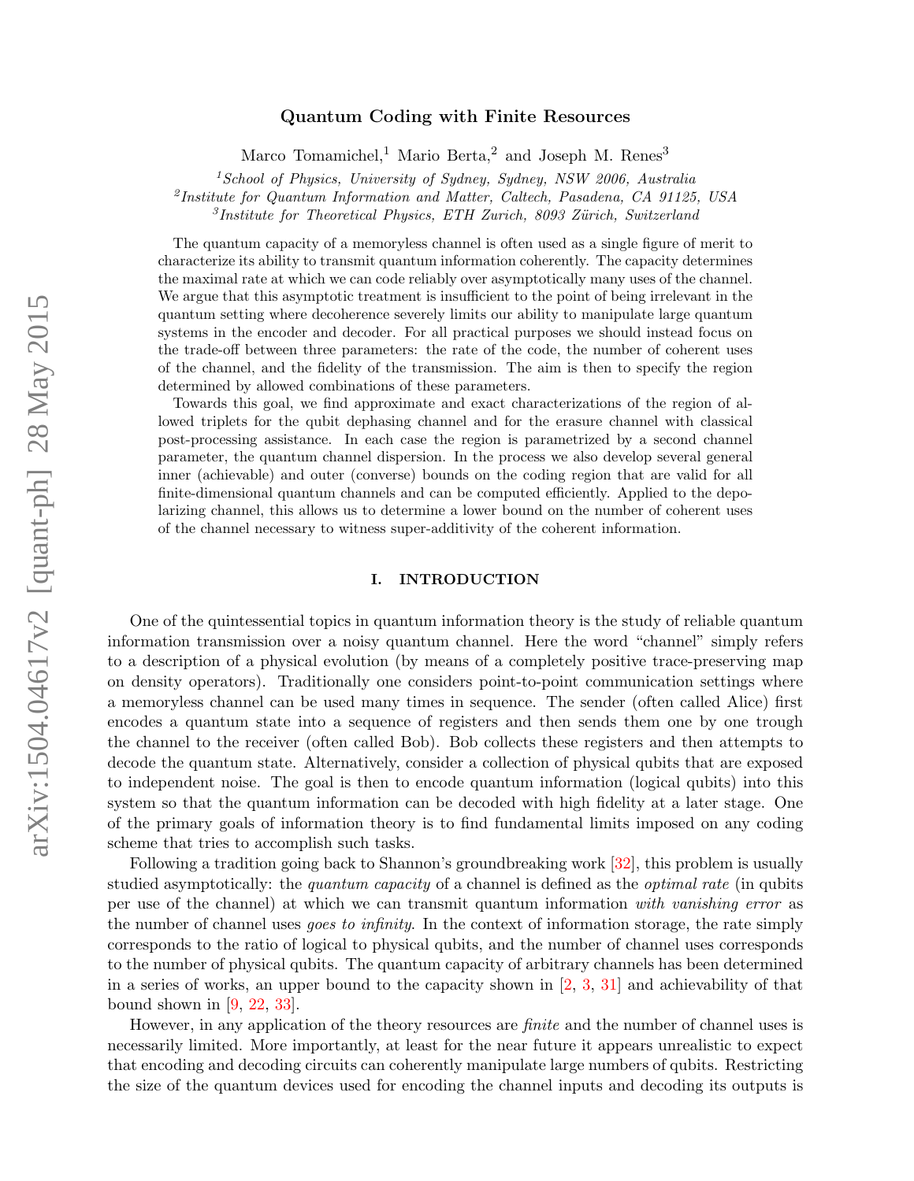# Quantum Coding with Finite Resources

Marco Tomamichel,[1] Mario Berta,[2] and Joseph M. Renes[3]

[1] *School of Physics, University of Sydney, Sydney, NSW 2006, Australia*
[2] *Institute for Quantum Information and Matter, Caltech, Pasadena, CA 91125, USA*
[3] *Institute for Theoretical Physics, ETH Zurich, 8093 Zürich, Switzerland*

The quantum capacity of a memoryless channel is often used as a single figure of merit to characterize its ability to transmit quantum information coherently. The capacity determines the maximal rate at which we can code reliably over asymptotically many uses of the channel. We argue that this asymptotic treatment is insufficient to the point of being irrelevant in the quantum setting where decoherence severely limits our ability to manipulate large quantum systems in the encoder and decoder. For all practical purposes we should instead focus on the trade-off between three parameters: the rate of the code, the number of coherent uses of the channel, and the fidelity of the transmission. The aim is then to specify the region determined by allowed combinations of these parameters.

Towards this goal, we find approximate and exact characterizations of the region of allowed triplets for the qubit dephasing channel and for the erasure channel with classical post-processing assistance. In each case the region is parametrized by a second channel parameter, the quantum channel dispersion. In the process we also develop several general inner (achievable) and outer (converse) bounds on the coding region that are valid for all finite-dimensional quantum channels and can be computed efficiently. Applied to the depolarizing channel, this allows us to determine a lower bound on the number of coherent uses of the channel necessary to witness super-additivity of the coherent information.

## I. INTRODUCTION

One of the quintessential topics in quantum information theory is the study of reliable quantum information transmission over a noisy quantum channel. Here the word "channel" simply refers to a description of a physical evolution (by means of a completely positive trace-preserving map on density operators). Traditionally one considers point-to-point communication settings where a memoryless channel can be used many times in sequence. The sender (often called Alice) first encodes a quantum state into a sequence of registers and then sends them one by one trough the channel to the receiver (often called Bob). Bob collects these registers and then attempts to decode the quantum state. Alternatively, consider a collection of physical qubits that are exposed to independent noise. The goal is then to encode quantum information (logical qubits) into this system so that the quantum information can be decoded with high fidelity at a later stage. One of the primary goals of information theory is to find fundamental limits imposed on any coding scheme that tries to accomplish such tasks.

Following a tradition going back to Shannon's groundbreaking work [32], this problem is usually studied asymptotically: the *quantum capacity* of a channel is defined as the *optimal rate* (in qubits per use of the channel) at which we can transmit quantum information *with vanishing error* as the number of channel uses *goes to infinity*. In the context of information storage, the rate simply corresponds to the ratio of logical to physical qubits, and the number of channel uses corresponds to the number of physical qubits. The quantum capacity of arbitrary channels has been determined in a series of works, an upper bound to the capacity shown in [2, 3, 31] and achievability of that bound shown in [9, 22, 33].

However, in any application of the theory resources are *finite* and the number of channel uses is necessarily limited. More importantly, at least for the near future it appears unrealistic to expect that encoding and decoding circuits can coherently manipulate large numbers of qubits. Restricting the size of the quantum devices used for encoding the channel inputs and decoding its outputs is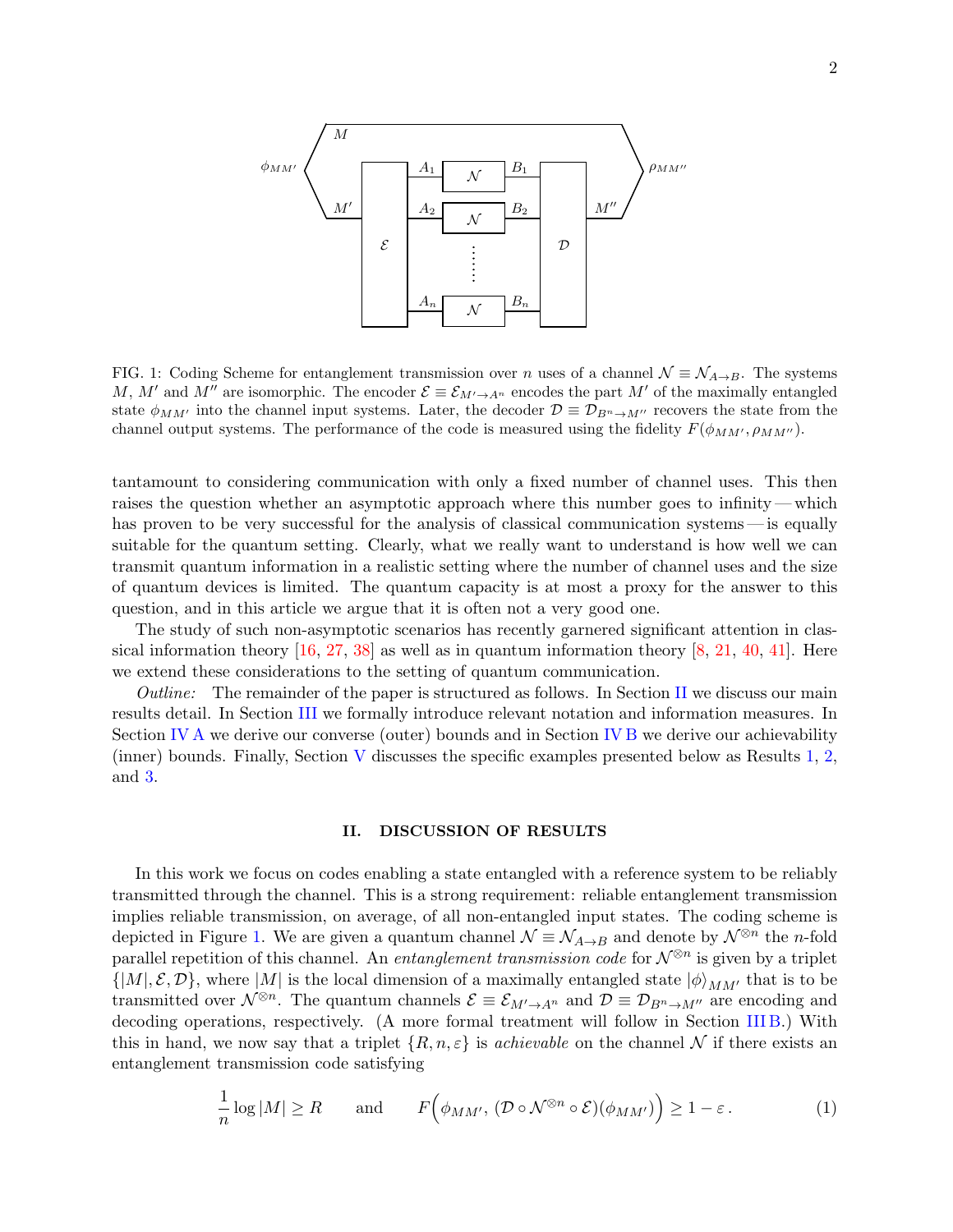FIG. 1: Coding Scheme for entanglement transmission over $n$ uses of a channel $\mathcal{N} \equiv \mathcal{N}_{A \to B}$. The systems $M$, $M'$ and $M''$ are isomorphic. The encoder $\mathcal{E} \equiv \mathcal{E}_{M' \to A^n}$ encodes the part $M'$ of the maximally entangled state $\phi_{MM'}$ into the channel input systems. Later, the decoder $\mathcal{D} \equiv \mathcal{D}_{B^n \to M''}$ recovers the state from the channel output systems. The performance of the code is measured using the fidelity $F(\phi_{MM'}, \rho_{MM''})$.

tantamount to considering communication with only a fixed number of channel uses. This then raises the question whether an asymptotic approach where this number goes to infinity — which has proven to be very successful for the analysis of classical communication systems — is equally suitable for the quantum setting. Clearly, what we really want to understand is how well we can transmit quantum information in a realistic setting where the number of channel uses and the size of quantum devices is limited. The quantum capacity is at most a proxy for the answer to this question, and in this article we argue that it is often not a very good one.

The study of such non-asymptotic scenarios has recently garnered significant attention in classical information theory [16, 27, 38] as well as in quantum information theory [8, 21, 40, 41]. Here we extend these considerations to the setting of quantum communication.

*Outline:* The remainder of the paper is structured as follows. In Section II we discuss our main results detail. In Section III we formally introduce relevant notation and information measures. In Section IV A we derive our converse (outer) bounds and in Section IV B we derive our achievability (inner) bounds. Finally, Section V discusses the specific examples presented below as Results 1, 2, and 3.

## II. DISCUSSION OF RESULTS

In this work we focus on codes enabling a state entangled with a reference system to be reliably transmitted through the channel. This is a strong requirement: reliable entanglement transmission implies reliable transmission, on average, of all non-entangled input states. The coding scheme is depicted in Figure 1. We are given a quantum channel $\mathcal{N} \equiv \mathcal{N}_{A \to B}$ and denote by $\mathcal{N}^{\otimes n}$ the $n$-fold parallel repetition of this channel. An *entanglement transmission code* for $\mathcal{N}^{\otimes n}$ is given by a triplet $\{|M|, \mathcal{E}, \mathcal{D}\}$, where $|M|$ is the local dimension of a maximally entangled state $|\phi\rangle_{MM'}$ that is to be transmitted over $\mathcal{N}^{\otimes n}$. The quantum channels $\mathcal{E} \equiv \mathcal{E}_{M' \to A^n}$ and $\mathcal{D} \equiv \mathcal{D}_{B^n \to M''}$ are encoding and decoding operations, respectively. (A more formal treatment will follow in Section III B.) With this in hand, we now say that a triplet $\{R, n, \varepsilon\}$ is *achievable* on the channel $\mathcal{N}$ if there exists an entanglement transmission code satisfying

$$\frac{1}{n} \log |M| \geq R \qquad \text{and} \qquad F\Big(\phi_{MM'}, \, (\mathcal{D} \circ \mathcal{N}^{\otimes n} \circ \mathcal{E})(\phi_{MM'})\Big) \geq 1 - \varepsilon \,. \tag{1}$$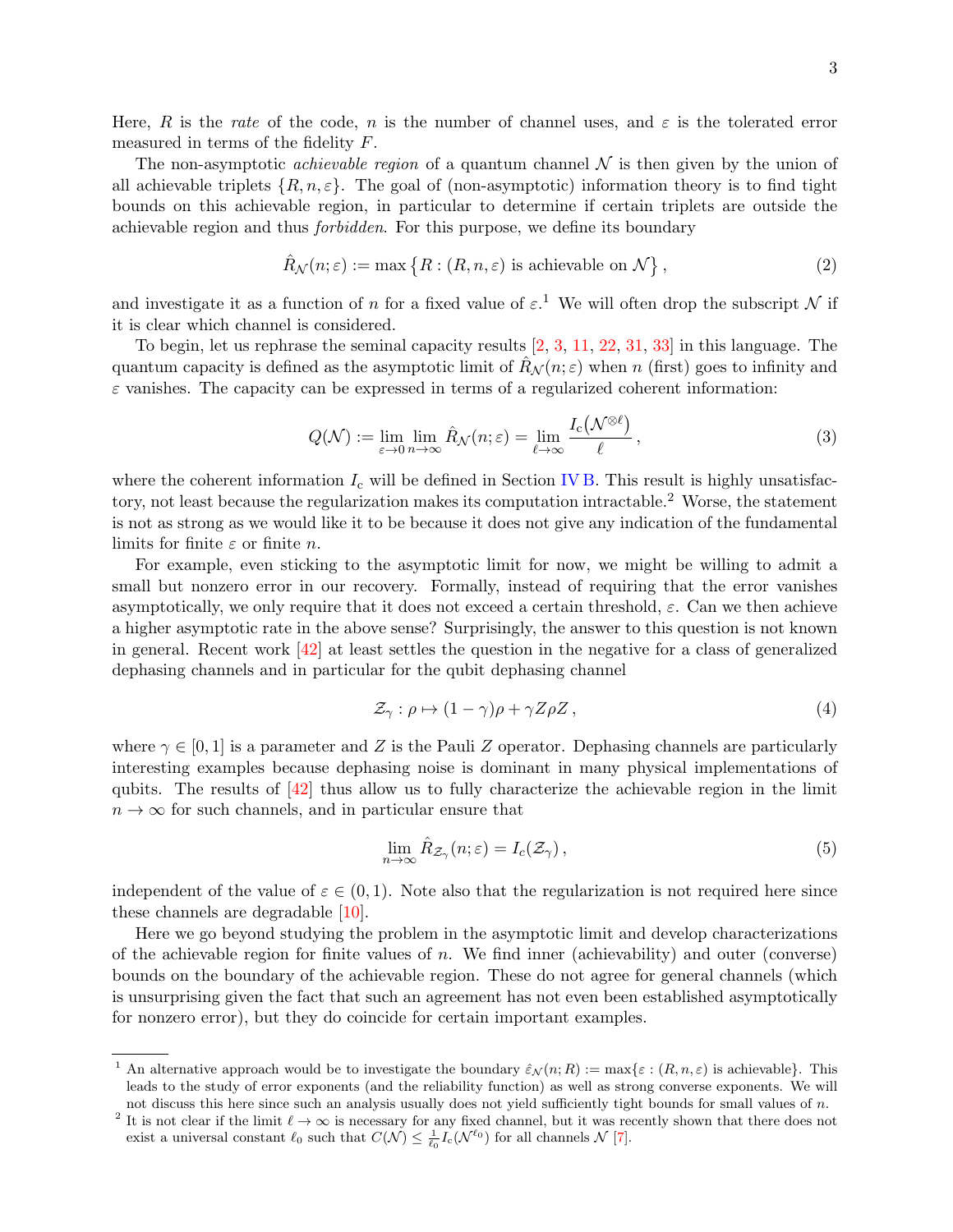Here, $R$ is the *rate* of the code, $n$ is the number of channel uses, and $\varepsilon$ is the tolerated error measured in terms of the fidelity $F$.

The non-asymptotic *achievable region* of a quantum channel $\mathcal{N}$ is then given by the union of all achievable triplets $\{R, n, \varepsilon\}$. The goal of (non-asymptotic) information theory is to find tight bounds on this achievable region, in particular to determine if certain triplets are outside the achievable region and thus *forbidden*. For this purpose, we define its boundary

$$\hat{R}_{\mathcal{N}}(n;\varepsilon) := \max\left\{R : (R,n,\varepsilon) \text{ is achievable on } \mathcal{N}\right\}, \tag{2}$$

and investigate it as a function of $n$ for a fixed value of $\varepsilon$.[1] We will often drop the subscript $\mathcal{N}$ if it is clear which channel is considered.

To begin, let us rephrase the seminal capacity results [2, 3, 11, 22, 31, 33] in this language. The quantum capacity is defined as the asymptotic limit of $\hat{R}_{\mathcal{N}}(n;\varepsilon)$ when $n$ (first) goes to infinity and $\varepsilon$ vanishes. The capacity can be expressed in terms of a regularized coherent information:

$$Q(\mathcal{N}) := \lim_{\varepsilon\to 0}\lim_{n\to\infty} \hat{R}_{\mathcal{N}}(n;\varepsilon) = \lim_{\ell\to\infty} \frac{I_{\mathrm{c}}\big(\mathcal{N}^{\otimes \ell}\big)}{\ell}, \tag{3}$$

where the coherent information $I_{\mathrm{c}}$ will be defined in Section IV B. This result is highly unsatisfactory, not least because the regularization makes its computation intractable.[2] Worse, the statement is not as strong as we would like it to be because it does not give any indication of the fundamental limits for finite $\varepsilon$ or finite $n$.

For example, even sticking to the asymptotic limit for now, we might be willing to admit a small but nonzero error in our recovery. Formally, instead of requiring that the error vanishes asymptotically, we only require that it does not exceed a certain threshold, $\varepsilon$. Can we then achieve a higher asymptotic rate in the above sense? Surprisingly, the answer to this question is not known in general. Recent work [42] at least settles the question in the negative for a class of generalized dephasing channels and in particular for the qubit dephasing channel

$$\mathcal{Z}_\gamma : \rho \mapsto (1-\gamma)\rho + \gamma Z\rho Z, \tag{4}$$

where $\gamma \in [0,1]$ is a parameter and $Z$ is the Pauli $Z$ operator. Dephasing channels are particularly interesting examples because dephasing noise is dominant in many physical implementations of qubits. The results of [42] thus allow us to fully characterize the achievable region in the limit $n \to \infty$ for such channels, and in particular ensure that

$$\lim_{n\to\infty} \hat{R}_{\mathcal{Z}_\gamma}(n;\varepsilon) = I_c(\mathcal{Z}_\gamma), \tag{5}$$

independent of the value of $\varepsilon \in (0,1)$. Note also that the regularization is not required here since these channels are degradable [10].

Here we go beyond studying the problem in the asymptotic limit and develop characterizations of the achievable region for finite values of $n$. We find inner (achievability) and outer (converse) bounds on the boundary of the achievable region. These do not agree for general channels (which is unsurprising given the fact that such an agreement has not even been established asymptotically for nonzero error), but they do coincide for certain important examples.

---

[1] An alternative approach would be to investigate the boundary $\hat{\varepsilon}_{\mathcal{N}}(n;R) := \max\{\varepsilon : (R,n,\varepsilon) \text{ is achievable}\}$. This leads to the study of error exponents (and the reliability function) as well as strong converse exponents. We will not discuss this here since such an analysis usually does not yield sufficiently tight bounds for small values of $n$.

[2] It is not clear if the limit $\ell \to \infty$ is necessary for any fixed channel, but it was recently shown that there does not exist a universal constant $\ell_0$ such that $C(\mathcal{N}) \leq \frac{1}{\ell_0} I_c(\mathcal{N}^{\ell_0})$ for all channels $\mathcal{N}$ [7].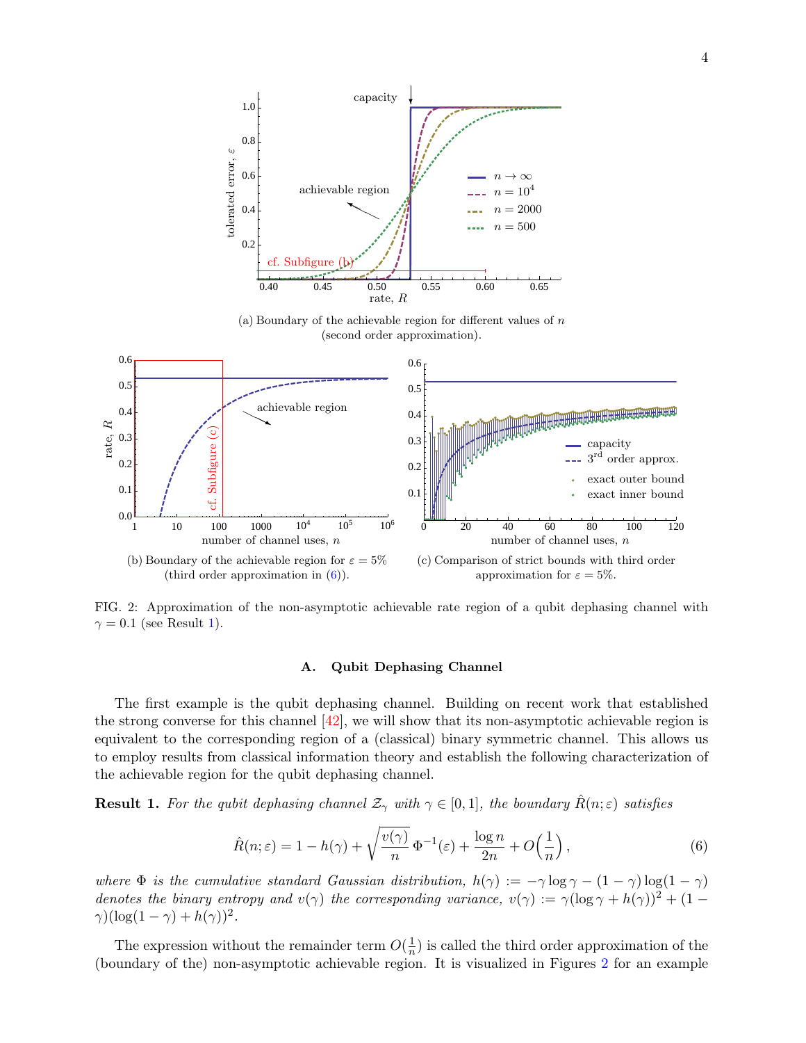(a) Boundary of the achievable region for different values of $n$ (second order approximation).

(b) Boundary of the achievable region for $\varepsilon = 5\%$ (third order approximation in (6)).

(c) Comparison of strict bounds with third order approximation for $\varepsilon = 5\%$.

FIG. 2: Approximation of the non-asymptotic achievable rate region of a qubit dephasing channel with $\gamma = 0.1$ (see Result 1).

### A. Qubit Dephasing Channel

The first example is the qubit dephasing channel. Building on recent work that established the strong converse for this channel [42], we will show that its non-asymptotic achievable region is equivalent to the corresponding region of a (classical) binary symmetric channel. This allows us to employ results from classical information theory and establish the following characterization of the achievable region for the qubit dephasing channel.

**Result 1.** *For the qubit dephasing channel $\mathcal{Z}_\gamma$ with $\gamma \in [0,1]$, the boundary $\hat{R}(n;\varepsilon)$ satisfies*

$$\hat{R}(n;\varepsilon) = 1 - h(\gamma) + \sqrt{\frac{v(\gamma)}{n}}\,\Phi^{-1}(\varepsilon) + \frac{\log n}{2n} + O\Big(\frac{1}{n}\Big), \tag{6}$$

*where $\Phi$ is the cumulative standard Gaussian distribution, $h(\gamma) := -\gamma \log \gamma - (1-\gamma)\log(1-\gamma)$ denotes the binary entropy and $v(\gamma)$ the corresponding variance, $v(\gamma) := \gamma(\log \gamma + h(\gamma))^2 + (1-\gamma)(\log(1-\gamma) + h(\gamma))^2$.*

The expression without the remainder term $O(\frac{1}{n})$ is called the third order approximation of the (boundary of the) non-asymptotic achievable region. It is visualized in Figures 2 for an example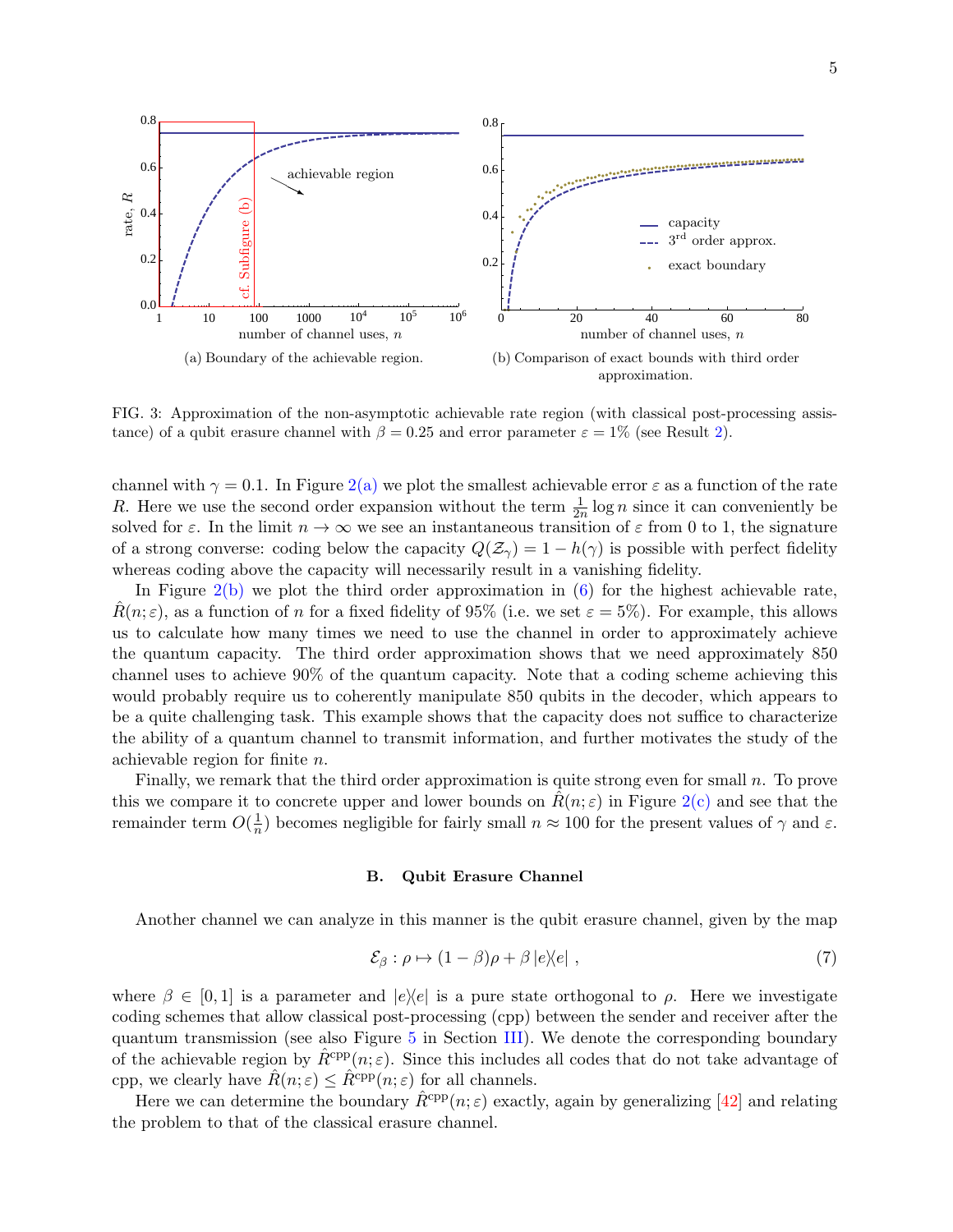(a) Boundary of the achievable region.

(b) Comparison of exact bounds with third order approximation.

FIG. 3: Approximation of the non-asymptotic achievable rate region (with classical post-processing assistance) of a qubit erasure channel with $\beta = 0.25$ and error parameter $\varepsilon = 1\%$ (see Result 2).

channel with $\gamma = 0.1$. In Figure 2(a) we plot the smallest achievable error $\varepsilon$ as a function of the rate $R$. Here we use the second order expansion without the term $\frac{1}{2n}\log n$ since it can conveniently be solved for $\varepsilon$. In the limit $n \to \infty$ we see an instantaneous transition of $\varepsilon$ from 0 to 1, the signature of a strong converse: coding below the capacity $Q(\mathcal{Z}_\gamma) = 1 - h(\gamma)$ is possible with perfect fidelity whereas coding above the capacity will necessarily result in a vanishing fidelity.

In Figure 2(b) we plot the third order approximation in (6) for the highest achievable rate, $\hat{R}(n;\varepsilon)$, as a function of $n$ for a fixed fidelity of 95% (i.e. we set $\varepsilon = 5\%$). For example, this allows us to calculate how many times we need to use the channel in order to approximately achieve the quantum capacity. The third order approximation shows that we need approximately 850 channel uses to achieve 90% of the quantum capacity. Note that a coding scheme achieving this would probably require us to coherently manipulate 850 qubits in the decoder, which appears to be a quite challenging task. This example shows that the capacity does not suffice to characterize the ability of a quantum channel to transmit information, and further motivates the study of the achievable region for finite $n$.

Finally, we remark that the third order approximation is quite strong even for small $n$. To prove this we compare it to concrete upper and lower bounds on $\hat{R}(n;\varepsilon)$ in Figure 2(c) and see that the remainder term $O(\frac{1}{n})$ becomes negligible for fairly small $n \approx 100$ for the present values of $\gamma$ and $\varepsilon$.

### B. Qubit Erasure Channel

Another channel we can analyze in this manner is the qubit erasure channel, given by the map

$$\mathcal{E}_\beta : \rho \mapsto (1-\beta)\rho + \beta\,|e\rangle\!\langle e|\,, \tag{7}$$

where $\beta \in [0,1]$ is a parameter and $|e\rangle\!\langle e|$ is a pure state orthogonal to $\rho$. Here we investigate coding schemes that allow classical post-processing (cpp) between the sender and receiver after the quantum transmission (see also Figure 5 in Section III). We denote the corresponding boundary of the achievable region by $\hat{R}^{\mathrm{cpp}}(n;\varepsilon)$. Since this includes all codes that do not take advantage of cpp, we clearly have $\hat{R}(n;\varepsilon) \le \hat{R}^{\mathrm{cpp}}(n;\varepsilon)$ for all channels.

Here we can determine the boundary $\hat{R}^{\mathrm{cpp}}(n;\varepsilon)$ exactly, again by generalizing [42] and relating the problem to that of the classical erasure channel.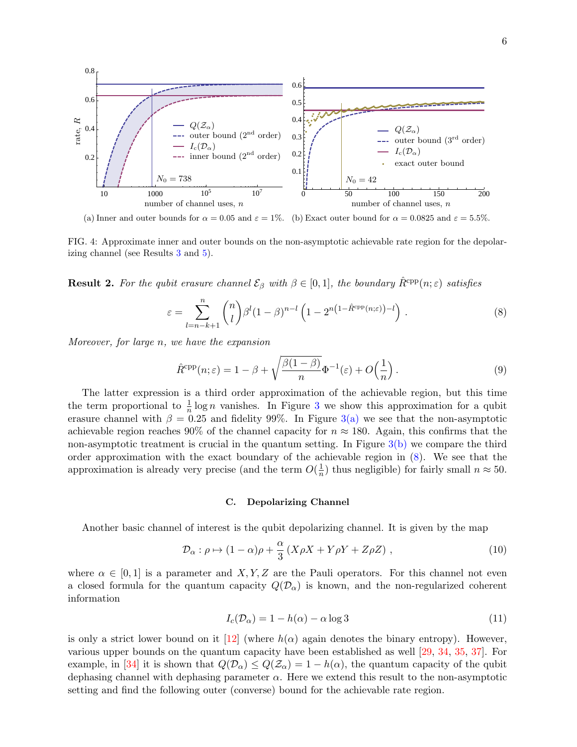(a) Inner and outer bounds for $\alpha = 0.05$ and $\varepsilon = 1\%$. (b) Exact outer bound for $\alpha = 0.0825$ and $\varepsilon = 5.5\%$.

FIG. 4: Approximate inner and outer bounds on the non-asymptotic achievable rate region for the depolarizing channel (see Results 3 and 5).

**Result 2.** *For the qubit erasure channel $\mathcal{E}_\beta$ with $\beta \in [0,1]$, the boundary $\hat{R}^{\mathrm{cpp}}(n;\varepsilon)$ satisfies*

$$\varepsilon = \sum_{l=n-k+1}^{n} \binom{n}{l} \beta^l (1-\beta)^{n-l} \left(1 - 2^{n\left(1-\hat{R}^{\mathrm{cpp}}(n;\varepsilon)\right)-l}\right) . \tag{8}$$

*Moreover, for large $n$, we have the expansion*

$$\hat{R}^{\mathrm{cpp}}(n;\varepsilon) = 1 - \beta + \sqrt{\frac{\beta(1-\beta)}{n}} \Phi^{-1}(\varepsilon) + O\Big(\frac{1}{n}\Big) . \tag{9}$$

The latter expression is a third order approximation of the achievable region, but this time the term proportional to $\frac{1}{n}\log n$ vanishes. In Figure 3 we show this approximation for a qubit erasure channel with $\beta = 0.25$ and fidelity 99%. In Figure 3(a) we see that the non-asymptotic achievable region reaches 90% of the channel capacity for $n \approx 180$. Again, this confirms that the non-asymptotic treatment is crucial in the quantum setting. In Figure 3(b) we compare the third order approximation with the exact boundary of the achievable region in (8). We see that the approximation is already very precise (and the term $O(\frac{1}{n})$ thus negligible) for fairly small $n \approx 50$.

### C. Depolarizing Channel

Another basic channel of interest is the qubit depolarizing channel. It is given by the map

$$\mathcal{D}_\alpha : \rho \mapsto (1-\alpha)\rho + \frac{\alpha}{3}\left(X\rho X + Y\rho Y + Z\rho Z\right) , \tag{10}$$

where $\alpha \in [0,1]$ is a parameter and $X, Y, Z$ are the Pauli operators. For this channel not even a closed formula for the quantum capacity $Q(\mathcal{D}_\alpha)$ is known, and the non-regularized coherent information

$$I_c(\mathcal{D}_\alpha) = 1 - h(\alpha) - \alpha \log 3 \tag{11}$$

is only a strict lower bound on it [12] (where $h(\alpha)$ again denotes the binary entropy). However, various upper bounds on the quantum capacity have been established as well [29, 34, 35, 37]. For example, in [34] it is shown that $Q(\mathcal{D}_\alpha) \leq Q(\mathcal{Z}_\alpha) = 1 - h(\alpha)$, the quantum capacity of the qubit dephasing channel with dephasing parameter $\alpha$. Here we extend this result to the non-asymptotic setting and find the following outer (converse) bound for the achievable rate region.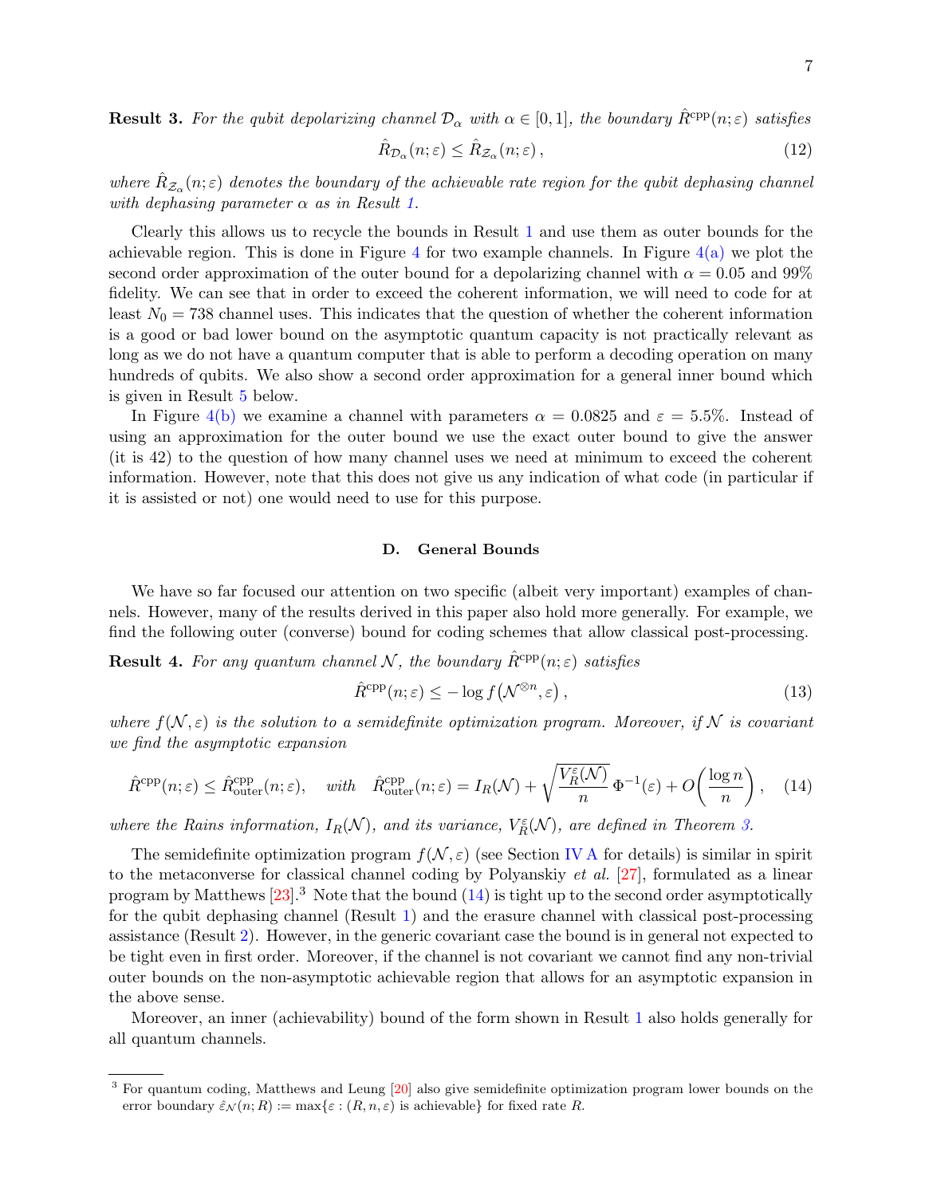**Result 3.** *For the qubit depolarizing channel $\mathcal{D}_\alpha$ with $\alpha \in [0,1]$, the boundary $\hat{R}^{\mathrm{cpp}}(n;\varepsilon)$ satisfies*

$$\hat{R}_{\mathcal{D}_\alpha}(n;\varepsilon) \leq \hat{R}_{\mathcal{Z}_\alpha}(n;\varepsilon)\,, \tag{12}$$

*where $\hat{R}_{\mathcal{Z}_\alpha}(n;\varepsilon)$ denotes the boundary of the achievable rate region for the qubit dephasing channel with dephasing parameter $\alpha$ as in Result 1.*

Clearly this allows us to recycle the bounds in Result 1 and use them as outer bounds for the achievable region. This is done in Figure 4 for two example channels. In Figure 4(a) we plot the second order approximation of the outer bound for a depolarizing channel with $\alpha = 0.05$ and 99% fidelity. We can see that in order to exceed the coherent information, we will need to code for at least $N_0 = 738$ channel uses. This indicates that the question of whether the coherent information is a good or bad lower bound on the asymptotic quantum capacity is not practically relevant as long as we do not have a quantum computer that is able to perform a decoding operation on many hundreds of qubits. We also show a second order approximation for a general inner bound which is given in Result 5 below.

In Figure 4(b) we examine a channel with parameters $\alpha = 0.0825$ and $\varepsilon = 5.5\%$. Instead of using an approximation for the outer bound we use the exact outer bound to give the answer (it is 42) to the question of how many channel uses we need at minimum to exceed the coherent information. However, note that this does not give us any indication of what code (in particular if it is assisted or not) one would need to use for this purpose.

### D. General Bounds

We have so far focused our attention on two specific (albeit very important) examples of channels. However, many of the results derived in this paper also hold more generally. For example, we find the following outer (converse) bound for coding schemes that allow classical post-processing.

**Result 4.** *For any quantum channel $\mathcal{N}$, the boundary $\hat{R}^{\mathrm{cpp}}(n;\varepsilon)$ satisfies*

$$\hat{R}^{\mathrm{cpp}}(n;\varepsilon) \leq -\log f\big(\mathcal{N}^{\otimes n}, \varepsilon\big)\,, \tag{13}$$

*where $f(\mathcal{N},\varepsilon)$ is the solution to a semidefinite optimization program. Moreover, if $\mathcal{N}$ is covariant we find the asymptotic expansion*

$$\hat{R}^{\mathrm{cpp}}(n;\varepsilon) \leq \hat{R}^{\mathrm{cpp}}_{\mathrm{outer}}(n;\varepsilon), \quad \textit{with} \quad \hat{R}^{\mathrm{cpp}}_{\mathrm{outer}}(n;\varepsilon) = I_R(\mathcal{N}) + \sqrt{\frac{V_R^{\varepsilon}(\mathcal{N})}{n}}\,\Phi^{-1}(\varepsilon) + O\bigg(\frac{\log n}{n}\bigg)\,, \tag{14}$$

*where the Rains information, $I_R(\mathcal{N})$, and its variance, $V_R^{\varepsilon}(\mathcal{N})$, are defined in Theorem 3.*

The semidefinite optimization program $f(\mathcal{N},\varepsilon)$ (see Section IV A for details) is similar in spirit to the metaconverse for classical channel coding by Polyanskiy *et al.* [27], formulated as a linear program by Matthews [23].[3] Note that the bound (14) is tight up to the second order asymptotically for the qubit dephasing channel (Result 1) and the erasure channel with classical post-processing assistance (Result 2). However, in the generic covariant case the bound is in general not expected to be tight even in first order. Moreover, if the channel is not covariant we cannot find any non-trivial outer bounds on the non-asymptotic achievable region that allows for an asymptotic expansion in the above sense.

Moreover, an inner (achievability) bound of the form shown in Result 1 also holds generally for all quantum channels.

[3] For quantum coding, Matthews and Leung [20] also give semidefinite optimization program lower bounds on the error boundary $\hat{\varepsilon}_{\mathcal{N}}(n;R) := \max\{\varepsilon : (R,n,\varepsilon) \text{ is achievable}\}$ for fixed rate $R$.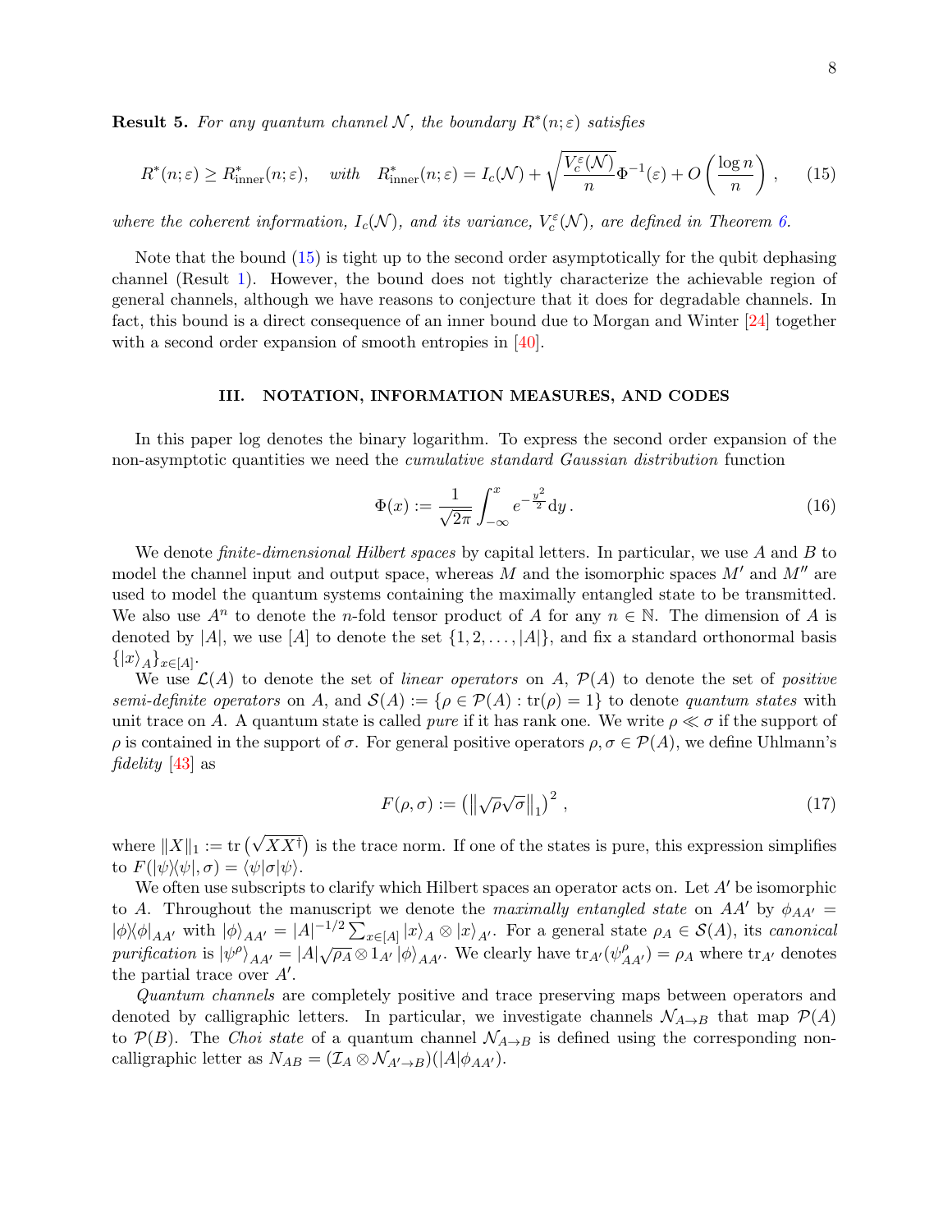**Result 5.** *For any quantum channel $\mathcal{N}$, the boundary $R^*(n;\varepsilon)$ satisfies*

$$R^*(n;\varepsilon) \geq R^*_{\text{inner}}(n;\varepsilon), \quad \textit{with} \quad R^*_{\text{inner}}(n;\varepsilon) = I_c(\mathcal{N}) + \sqrt{\frac{V_c^{\varepsilon}(\mathcal{N})}{n}}\Phi^{-1}(\varepsilon) + O\left(\frac{\log n}{n}\right), \tag{15}$$

*where the coherent information, $I_c(\mathcal{N})$, and its variance, $V_c^{\varepsilon}(\mathcal{N})$, are defined in Theorem 6.*

Note that the bound (15) is tight up to the second order asymptotically for the qubit dephasing channel (Result 1). However, the bound does not tightly characterize the achievable region of general channels, although we have reasons to conjecture that it does for degradable channels. In fact, this bound is a direct consequence of an inner bound due to Morgan and Winter [24] together with a second order expansion of smooth entropies in [40].

## III. NOTATION, INFORMATION MEASURES, AND CODES

In this paper log denotes the binary logarithm. To express the second order expansion of the non-asymptotic quantities we need the *cumulative standard Gaussian distribution* function

$$\Phi(x) := \frac{1}{\sqrt{2\pi}}\int_{-\infty}^{x} e^{-\frac{y^2}{2}}\mathrm{d}y\,. \tag{16}$$

We denote *finite-dimensional Hilbert spaces* by capital letters. In particular, we use $A$ and $B$ to model the channel input and output space, whereas $M$ and the isomorphic spaces $M'$ and $M''$ are used to model the quantum systems containing the maximally entangled state to be transmitted. We also use $A^n$ to denote the $n$-fold tensor product of $A$ for any $n \in \mathbb{N}$. The dimension of $A$ is denoted by $|A|$, we use $[A]$ to denote the set $\{1, 2, \ldots, |A|\}$, and fix a standard orthonormal basis $\{|x\rangle_A\}_{x\in[A]}$.

We use $\mathcal{L}(A)$ to denote the set of *linear operators* on $A$, $\mathcal{P}(A)$ to denote the set of *positive semi-definite operators* on $A$, and $\mathcal{S}(A) := \{\rho \in \mathcal{P}(A) : \mathrm{tr}(\rho) = 1\}$ to denote *quantum states* with unit trace on $A$. A quantum state is called *pure* if it has rank one. We write $\rho \ll \sigma$ if the support of $\rho$ is contained in the support of $\sigma$. For general positive operators $\rho, \sigma \in \mathcal{P}(A)$, we define Uhlmann's *fidelity* [43] as

$$F(\rho,\sigma) := \left(\left\|\sqrt{\rho}\sqrt{\sigma}\right\|_1\right)^2, \tag{17}$$

where $\|X\|_1 := \mathrm{tr}\left(\sqrt{XX^\dagger}\right)$ is the trace norm. If one of the states is pure, this expression simplifies to $F(|\psi\rangle\!\langle\psi|, \sigma) = \langle\psi|\sigma|\psi\rangle$.

We often use subscripts to clarify which Hilbert spaces an operator acts on. Let $A'$ be isomorphic to $A$. Throughout the manuscript we denote the *maximally entangled state* on $AA'$ by $\phi_{AA'} = |\phi\rangle\!\langle\phi|_{AA'}$ with $|\phi\rangle_{AA'} = |A|^{-1/2}\sum_{x\in[A]}|x\rangle_A \otimes |x\rangle_{A'}$. For a general state $\rho_A \in \mathcal{S}(A)$, its *canonical purification* is $|\psi^\rho\rangle_{AA'} = |A|\sqrt{\rho_A} \otimes 1_{A'}|\phi\rangle_{AA'}$. We clearly have $\mathrm{tr}_{A'}(\psi^\rho_{AA'}) = \rho_A$ where $\mathrm{tr}_{A'}$ denotes the partial trace over $A'$.

*Quantum channels* are completely positive and trace preserving maps between operators and denoted by calligraphic letters. In particular, we investigate channels $\mathcal{N}_{A\to B}$ that map $\mathcal{P}(A)$ to $\mathcal{P}(B)$. The *Choi state* of a quantum channel $\mathcal{N}_{A\to B}$ is defined using the corresponding non-calligraphic letter as $N_{AB} = (\mathcal{I}_A \otimes \mathcal{N}_{A'\to B})(|A|\phi_{AA'})$.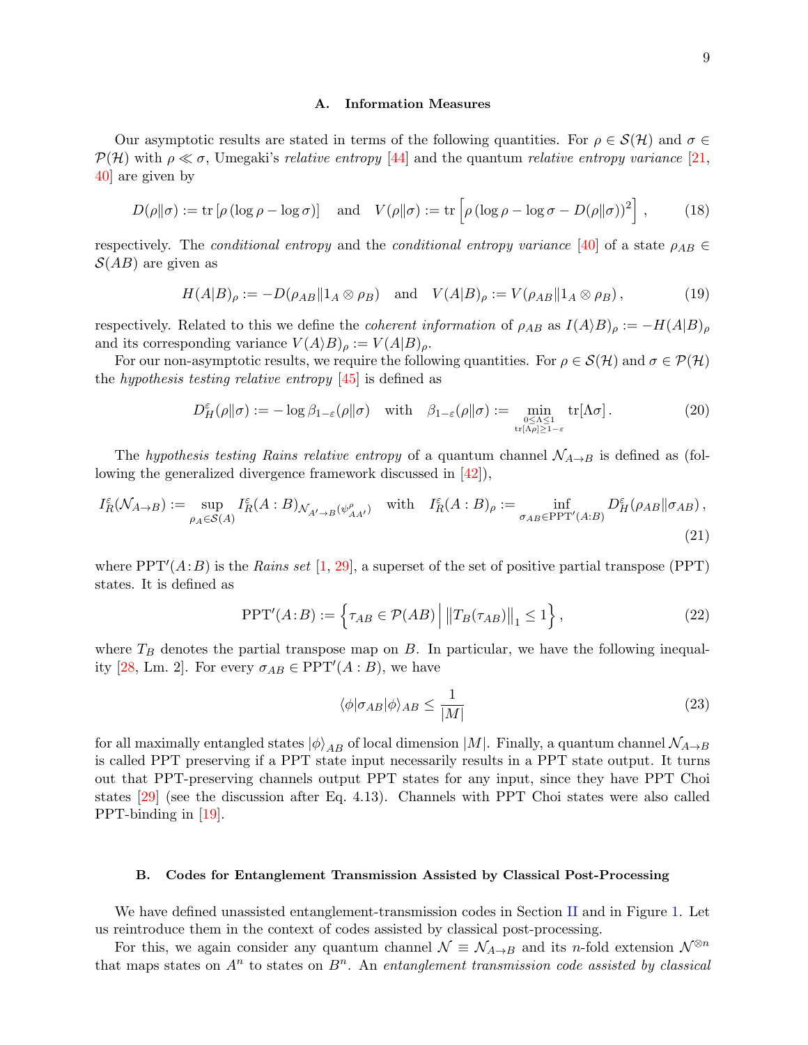### A. Information Measures

Our asymptotic results are stated in terms of the following quantities. For $\rho \in \mathcal{S}(\mathcal{H})$ and $\sigma \in \mathcal{P}(\mathcal{H})$ with $\rho \ll \sigma$, Umegaki's *relative entropy* [44] and the quantum *relative entropy variance* [21, 40] are given by

$$D(\rho\|\sigma) := \operatorname{tr}\left[\rho\left(\log \rho - \log \sigma\right)\right] \quad \text{and} \quad V(\rho\|\sigma) := \operatorname{tr}\left[\rho\left(\log \rho - \log \sigma - D(\rho\|\sigma)\right)^2\right], \tag{18}$$

respectively. The *conditional entropy* and the *conditional entropy variance* [40] of a state $\rho_{AB} \in \mathcal{S}(AB)$ are given as

$$H(A|B)_\rho := -D(\rho_{AB}\|1_A \otimes \rho_B) \quad \text{and} \quad V(A|B)_\rho := V(\rho_{AB}\|1_A \otimes \rho_B), \tag{19}$$

respectively. Related to this we define the *coherent information* of $\rho_{AB}$ as $I(A\rangle B)_\rho := -H(A|B)_\rho$ and its corresponding variance $V(A\rangle B)_\rho := V(A|B)_\rho$.

For our non-asymptotic results, we require the following quantities. For $\rho \in \mathcal{S}(\mathcal{H})$ and $\sigma \in \mathcal{P}(\mathcal{H})$ the *hypothesis testing relative entropy* [45] is defined as

$$D_H^\varepsilon(\rho\|\sigma) := -\log \beta_{1-\varepsilon}(\rho\|\sigma) \quad \text{with} \quad \beta_{1-\varepsilon}(\rho\|\sigma) := \min_{\substack{0\leq\Lambda\leq 1\\ \operatorname{tr}[\Lambda\rho]\geq 1-\varepsilon}} \operatorname{tr}[\Lambda\sigma]. \tag{20}$$

The *hypothesis testing Rains relative entropy* of a quantum channel $\mathcal{N}_{A\to B}$ is defined as (following the generalized divergence framework discussed in [42]),

$$I_R^\varepsilon(\mathcal{N}_{A\to B}) := \sup_{\rho_A\in\mathcal{S}(A)} I_R^\varepsilon(A:B)_{\mathcal{N}_{A'\to B}(\psi^\rho_{AA'})} \quad \text{with} \quad I_R^\varepsilon(A:B)_\rho := \inf_{\sigma_{AB}\in\mathrm{PPT}'(A:B)} D_H^\varepsilon(\rho_{AB}\|\sigma_{AB}), \tag{21}$$

where $\mathrm{PPT}'(A\!:\!B)$ is the *Rains set* [1, 29], a superset of the set of positive partial transpose (PPT) states. It is defined as

$$\mathrm{PPT}'(A\!:\!B) := \left\{\tau_{AB} \in \mathcal{P}(AB) \,\middle|\, \left\|T_B(\tau_{AB})\right\|_1 \leq 1\right\}, \tag{22}$$

where $T_B$ denotes the partial transpose map on $B$. In particular, we have the following inequality [28, Lm. 2]. For every $\sigma_{AB} \in \mathrm{PPT}'(A:B)$, we have

$$\langle\phi|\sigma_{AB}|\phi\rangle_{AB} \leq \frac{1}{|M|} \tag{23}$$

for all maximally entangled states $|\phi\rangle_{AB}$ of local dimension $|M|$. Finally, a quantum channel $\mathcal{N}_{A\to B}$ is called PPT preserving if a PPT state input necessarily results in a PPT state output. It turns out that PPT-preserving channels output PPT states for any input, since they have PPT Choi states [29] (see the discussion after Eq. 4.13). Channels with PPT Choi states were also called PPT-binding in [19].

### B. Codes for Entanglement Transmission Assisted by Classical Post-Processing

We have defined unassisted entanglement-transmission codes in Section II and in Figure 1. Let us reintroduce them in the context of codes assisted by classical post-processing.

For this, we again consider any quantum channel $\mathcal{N} \equiv \mathcal{N}_{A\to B}$ and its $n$-fold extension $\mathcal{N}^{\otimes n}$ that maps states on $A^n$ to states on $B^n$. An *entanglement transmission code assisted by classical*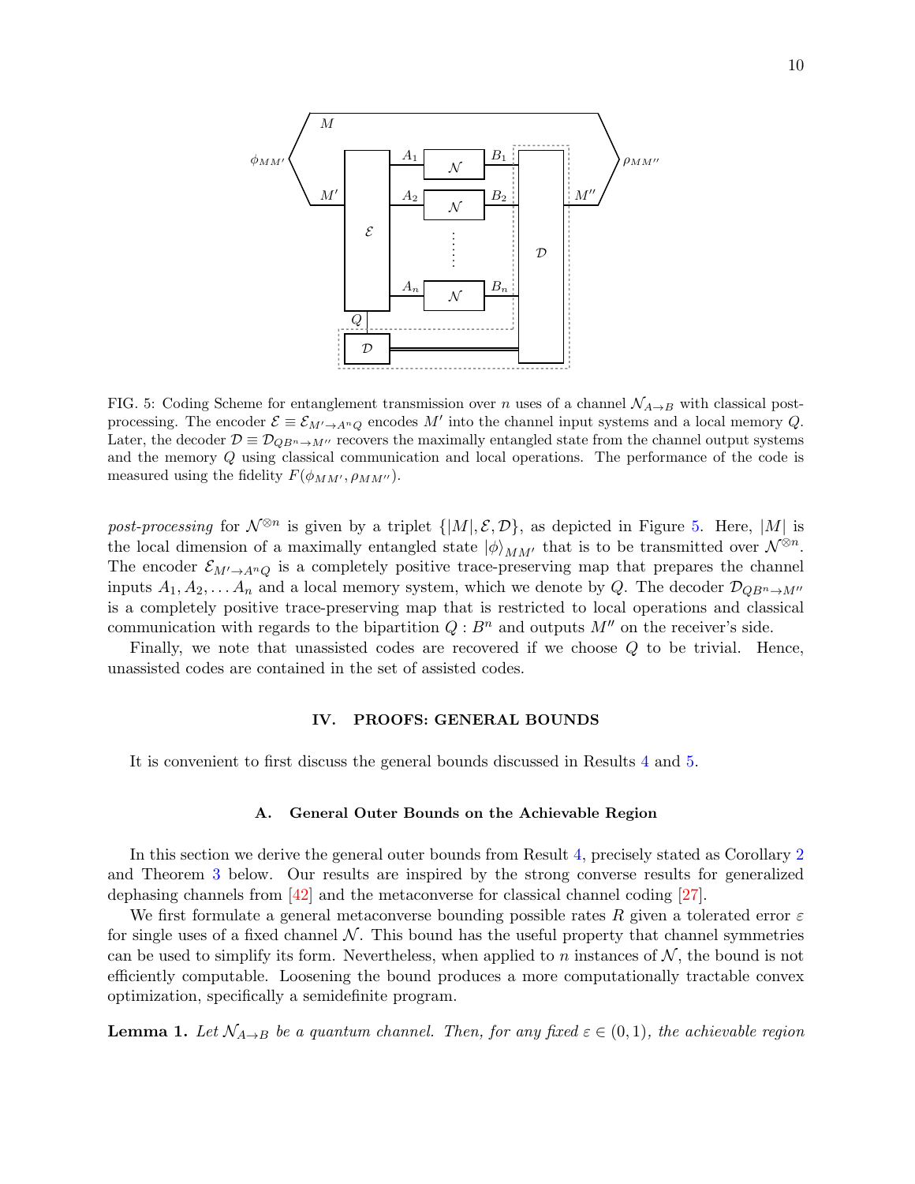FIG. 5: Coding Scheme for entanglement transmission over $n$ uses of a channel $\mathcal{N}_{A\to B}$ with classical post-processing. The encoder $\mathcal{E} \equiv \mathcal{E}_{M'\to A^n Q}$ encodes $M'$ into the channel input systems and a local memory $Q$. Later, the decoder $\mathcal{D} \equiv \mathcal{D}_{QB^n\to M''}$ recovers the maximally entangled state from the channel output systems and the memory $Q$ using classical communication and local operations. The performance of the code is measured using the fidelity $F(\phi_{MM'}, \rho_{MM''})$.

*post-processing* for $\mathcal{N}^{\otimes n}$ is given by a triplet $\{|M|, \mathcal{E}, \mathcal{D}\}$, as depicted in Figure 5. Here, $|M|$ is the local dimension of a maximally entangled state $|\phi\rangle_{MM'}$ that is to be transmitted over $\mathcal{N}^{\otimes n}$. The encoder $\mathcal{E}_{M'\to A^n Q}$ is a completely positive trace-preserving map that prepares the channel inputs $A_1, A_2, \ldots A_n$ and a local memory system, which we denote by $Q$. The decoder $\mathcal{D}_{QB^n\to M''}$ is a completely positive trace-preserving map that is restricted to local operations and classical communication with regards to the bipartition $Q : B^n$ and outputs $M''$ on the receiver's side.

Finally, we note that unassisted codes are recovered if we choose $Q$ to be trivial. Hence, unassisted codes are contained in the set of assisted codes.

## IV. PROOFS: GENERAL BOUNDS

It is convenient to first discuss the general bounds discussed in Results 4 and 5.

### A. General Outer Bounds on the Achievable Region

In this section we derive the general outer bounds from Result 4, precisely stated as Corollary 2 and Theorem 3 below. Our results are inspired by the strong converse results for generalized dephasing channels from [42] and the metaconverse for classical channel coding [27].

We first formulate a general metaconverse bounding possible rates $R$ given a tolerated error $\varepsilon$ for single uses of a fixed channel $\mathcal{N}$. This bound has the useful property that channel symmetries can be used to simplify its form. Nevertheless, when applied to $n$ instances of $\mathcal{N}$, the bound is not efficiently computable. Loosening the bound produces a more computationally tractable convex optimization, specifically a semidefinite program.

**Lemma 1.** *Let $\mathcal{N}_{A\to B}$ be a quantum channel. Then, for any fixed $\varepsilon \in (0, 1)$, the achievable region*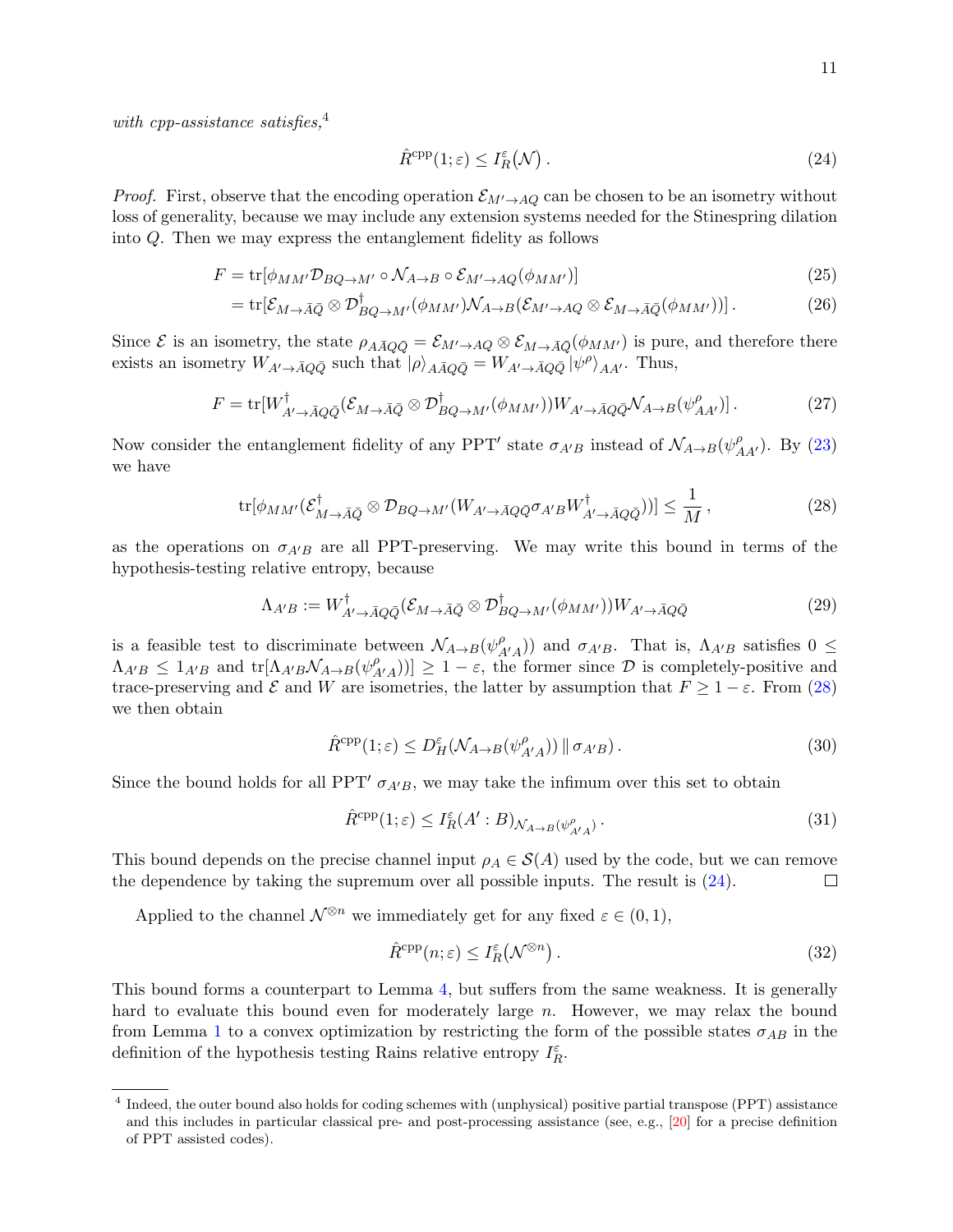*with cpp-assistance satisfies,*[4]

$$\hat{R}^{\text{cpp}}(1;\varepsilon) \leq I_R^{\varepsilon}\big(\mathcal{N}\big)\,. \tag{24}$$

*Proof.* First, observe that the encoding operation $\mathcal{E}_{M'\to AQ}$ can be chosen to be an isometry without loss of generality, because we may include any extension systems needed for the Stinespring dilation into $Q$. Then we may express the entanglement fidelity as follows

$$F = \text{tr}[\phi_{MM'}\mathcal{D}_{BQ\to M'} \circ \mathcal{N}_{A\to B} \circ \mathcal{E}_{M'\to AQ}(\phi_{MM'})] \tag{25}$$

$$= \text{tr}[\mathcal{E}_{M\to \bar{A}\bar{Q}} \otimes \mathcal{D}^{\dagger}_{BQ\to M'}(\phi_{MM'})\mathcal{N}_{A\to B}(\mathcal{E}_{M'\to AQ} \otimes \mathcal{E}_{M\to \bar{A}\bar{Q}}(\phi_{MM'}))]\,. \tag{26}$$

Since $\mathcal{E}$ is an isometry, the state $\rho_{A\bar{A}Q\bar{Q}} = \mathcal{E}_{M'\to AQ} \otimes \mathcal{E}_{M\to \bar{A}\bar{Q}}(\phi_{MM'})$ is pure, and therefore there exists an isometry $W_{A'\to \bar{A}Q\bar{Q}}$ such that $|\rho\rangle_{A\bar{A}Q\bar{Q}} = W_{A'\to \bar{A}Q\bar{Q}}\,|\psi^{\rho}\rangle_{AA'}$. Thus,

$$F = \text{tr}[W^{\dagger}_{A'\to \bar{A}Q\bar{Q}}(\mathcal{E}_{M\to \bar{A}\bar{Q}} \otimes \mathcal{D}^{\dagger}_{BQ\to M'}(\phi_{MM'}))W_{A'\to \bar{A}Q\bar{Q}}\mathcal{N}_{A\to B}(\psi^{\rho}_{AA'})]\,. \tag{27}$$

Now consider the entanglement fidelity of any PPT′ state $\sigma_{A'B}$ instead of $\mathcal{N}_{A\to B}(\psi^{\rho}_{AA'})$. By (23) we have

$$\text{tr}[\phi_{MM'}(\mathcal{E}^{\dagger}_{M\to \bar{A}\bar{Q}} \otimes \mathcal{D}_{BQ\to M'}(W_{A'\to \bar{A}Q\bar{Q}}\sigma_{A'B}W^{\dagger}_{A'\to \bar{A}Q\bar{Q}}))] \leq \frac{1}{M}\,, \tag{28}$$

as the operations on $\sigma_{A'B}$ are all PPT-preserving. We may write this bound in terms of the hypothesis-testing relative entropy, because

$$\Lambda_{A'B} := W^{\dagger}_{A'\to \bar{A}Q\bar{Q}}(\mathcal{E}_{M\to \bar{A}\bar{Q}} \otimes \mathcal{D}^{\dagger}_{BQ\to M'}(\phi_{MM'}))W_{A'\to \bar{A}Q\bar{Q}} \tag{29}$$

is a feasible test to discriminate between $\mathcal{N}_{A\to B}(\psi^{\rho}_{A'A})$ and $\sigma_{A'B}$. That is, $\Lambda_{A'B}$ satisfies $0 \leq \Lambda_{A'B} \leq 1_{A'B}$ and $\text{tr}[\Lambda_{A'B}\mathcal{N}_{A\to B}(\psi^{\rho}_{A'A})] \geq 1-\varepsilon$, the former since $\mathcal{D}$ is completely-positive and trace-preserving and $\mathcal{E}$ and $W$ are isometries, the latter by assumption that $F \geq 1-\varepsilon$. From (28) we then obtain

$$\hat{R}^{\text{cpp}}(1;\varepsilon) \leq D^{\varepsilon}_{H}(\mathcal{N}_{A\to B}(\psi^{\rho}_{A'A}))\,\|\,\sigma_{A'B})\,. \tag{30}$$

Since the bound holds for all PPT′ $\sigma_{A'B}$, we may take the infimum over this set to obtain

$$\hat{R}^{\text{cpp}}(1;\varepsilon) \leq I^{\varepsilon}_{R}(A' : B)_{\mathcal{N}_{A\to B}(\psi^{\rho}_{A'A})}\,. \tag{31}$$

This bound depends on the precise channel input $\rho_A \in \mathcal{S}(A)$ used by the code, but we can remove the dependence by taking the supremum over all possible inputs. The result is (24). □

Applied to the channel $\mathcal{N}^{\otimes n}$ we immediately get for any fixed $\varepsilon \in (0,1)$,

$$\hat{R}^{\text{cpp}}(n;\varepsilon) \leq I^{\varepsilon}_{R}\big(\mathcal{N}^{\otimes n}\big)\,. \tag{32}$$

This bound forms a counterpart to Lemma 4, but suffers from the same weakness. It is generally hard to evaluate this bound even for moderately large $n$. However, we may relax the bound from Lemma 1 to a convex optimization by restricting the form of the possible states $\sigma_{AB}$ in the definition of the hypothesis testing Rains relative entropy $I^{\varepsilon}_{R}$.

[4] Indeed, the outer bound also holds for coding schemes with (unphysical) positive partial transpose (PPT) assistance and this includes in particular classical pre- and post-processing assistance (see, e.g., [20] for a precise definition of PPT assisted codes).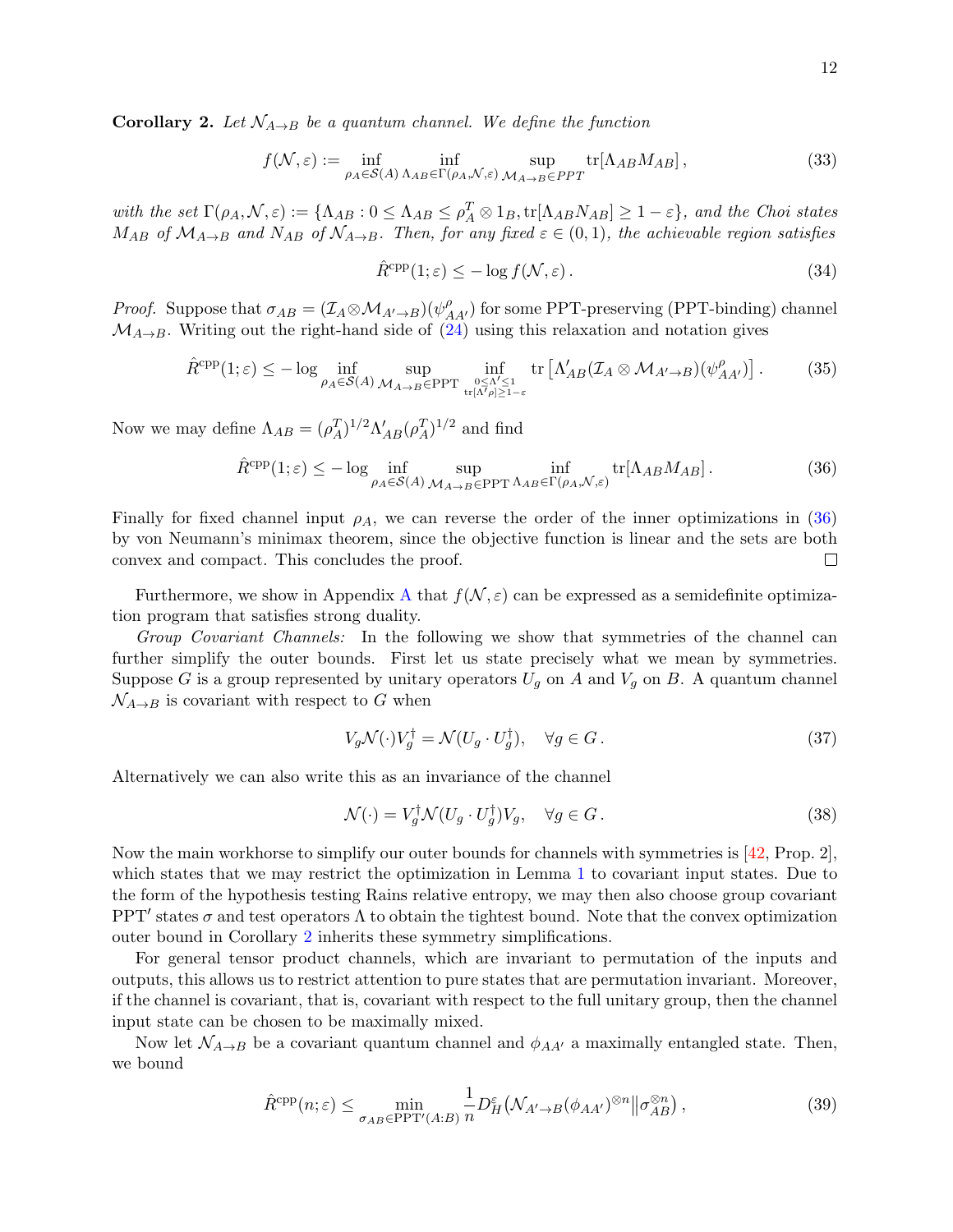**Corollary 2.** *Let $\mathcal{N}_{A\to B}$ be a quantum channel. We define the function*

$$
f(\mathcal{N},\varepsilon) := \inf_{\rho_A\in\mathcal{S}(A)} \inf_{\Lambda_{AB}\in\Gamma(\rho_A,\mathcal{N},\varepsilon)} \sup_{\mathcal{M}_{A\to B}\in PPT} \mathrm{tr}[\Lambda_{AB}M_{AB}]\,, \tag{33}
$$

*with the set $\Gamma(\rho_A,\mathcal{N},\varepsilon) := \{\Lambda_{AB} : 0 \le \Lambda_{AB} \le \rho_A^T \otimes 1_B, \mathrm{tr}[\Lambda_{AB}N_{AB}] \ge 1-\varepsilon\}$, and the Choi states $M_{AB}$ of $\mathcal{M}_{A\to B}$ and $N_{AB}$ of $\mathcal{N}_{A\to B}$. Then, for any fixed $\varepsilon \in (0,1)$, the achievable region satisfies*

$$
\hat{R}^{\mathrm{cpp}}(1;\varepsilon) \le -\log f(\mathcal{N},\varepsilon)\,. \tag{34}
$$

*Proof.* Suppose that $\sigma_{AB} = (\mathcal{I}_A \otimes \mathcal{M}_{A'\to B})(\psi^\rho_{AA'})$ for some PPT-preserving (PPT-binding) channel $\mathcal{M}_{A\to B}$. Writing out the right-hand side of (24) using this relaxation and notation gives

$$
\hat{R}^{\mathrm{cpp}}(1;\varepsilon) \le -\log \inf_{\rho_A\in\mathcal{S}(A)} \sup_{\mathcal{M}_{A\to B}\in\mathrm{PPT}} \inf_{\substack{0\le\Lambda'\le 1\\ \mathrm{tr}[\Lambda'\rho]\ge 1-\varepsilon}} \mathrm{tr}\left[\Lambda'_{AB}(\mathcal{I}_A\otimes\mathcal{M}_{A'\to B})(\psi^\rho_{AA'})\right]. \tag{35}
$$

Now we may define $\Lambda_{AB} = (\rho_A^T)^{1/2}\Lambda'_{AB}(\rho_A^T)^{1/2}$ and find

$$
\hat{R}^{\mathrm{cpp}}(1;\varepsilon) \le -\log \inf_{\rho_A\in\mathcal{S}(A)} \sup_{\mathcal{M}_{A\to B}\in\mathrm{PPT}} \inf_{\Lambda_{AB}\in\Gamma(\rho_A,\mathcal{N},\varepsilon)} \mathrm{tr}[\Lambda_{AB}M_{AB}]\,. \tag{36}
$$

Finally for fixed channel input $\rho_A$, we can reverse the order of the inner optimizations in (36) by von Neumann's minimax theorem, since the objective function is linear and the sets are both convex and compact. This concludes the proof. □

Furthermore, we show in Appendix A that $f(\mathcal{N},\varepsilon)$ can be expressed as a semidefinite optimization program that satisfies strong duality.

*Group Covariant Channels:* In the following we show that symmetries of the channel can further simplify the outer bounds. First let us state precisely what we mean by symmetries. Suppose $G$ is a group represented by unitary operators $U_g$ on $A$ and $V_g$ on $B$. A quantum channel $\mathcal{N}_{A\to B}$ is covariant with respect to $G$ when

$$
V_g\mathcal{N}(\cdot)V_g^\dagger = \mathcal{N}(U_g \cdot U_g^\dagger), \quad \forall g \in G\,. \tag{37}
$$

Alternatively we can also write this as an invariance of the channel

$$
\mathcal{N}(\cdot) = V_g^\dagger\mathcal{N}(U_g \cdot U_g^\dagger)V_g, \quad \forall g \in G\,. \tag{38}
$$

Now the main workhorse to simplify our outer bounds for channels with symmetries is [42, Prop. 2], which states that we may restrict the optimization in Lemma 1 to covariant input states. Due to the form of the hypothesis testing Rains relative entropy, we may then also choose group covariant $\mathrm{PPT}'$ states $\sigma$ and test operators $\Lambda$ to obtain the tightest bound. Note that the convex optimization outer bound in Corollary 2 inherits these symmetry simplifications.

For general tensor product channels, which are invariant to permutation of the inputs and outputs, this allows us to restrict attention to pure states that are permutation invariant. Moreover, if the channel is covariant, that is, covariant with respect to the full unitary group, then the channel input state can be chosen to be maximally mixed.

Now let $\mathcal{N}_{A\to B}$ be a covariant quantum channel and $\phi_{AA'}$ a maximally entangled state. Then, we bound

$$
\hat{R}^{\mathrm{cpp}}(n;\varepsilon) \le \min_{\sigma_{AB}\in\mathrm{PPT}'(A:B)} \frac{1}{n} D_H^\varepsilon\big(\mathcal{N}_{A'\to B}(\phi_{AA'})^{\otimes n}\big\|\sigma_{AB}^{\otimes n}\big)\,, \tag{39}
$$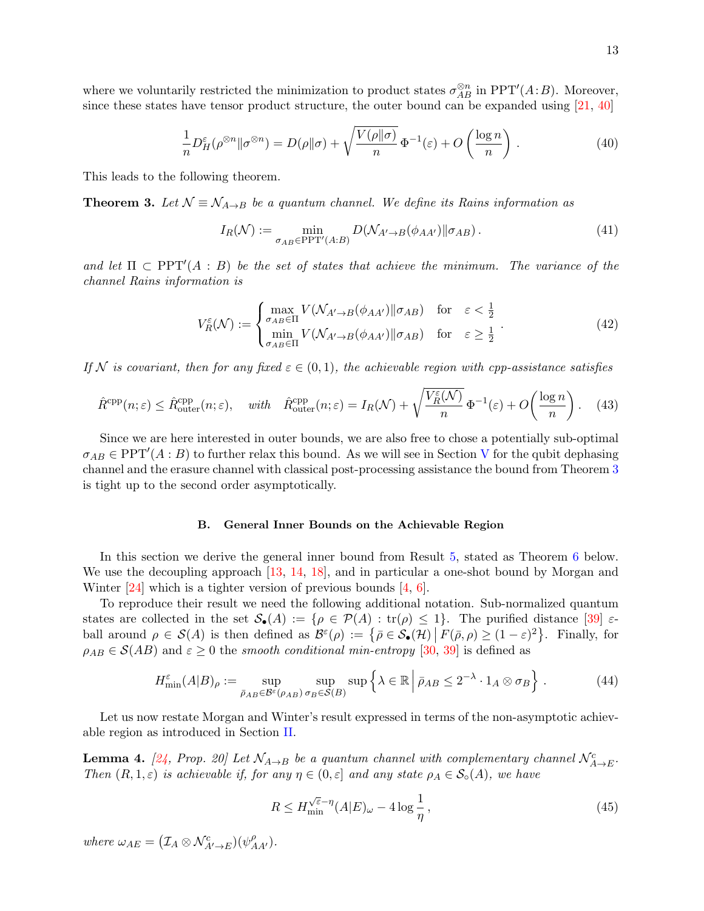where we voluntarily restricted the minimization to product states $\sigma_{AB}^{\otimes n}$ in $\mathrm{PPT}'(A\!:\!B)$. Moreover, since these states have tensor product structure, the outer bound can be expanded using [21, 40]

$$\frac{1}{n} D_H^{\varepsilon}(\rho^{\otimes n} \| \sigma^{\otimes n}) = D(\rho\|\sigma) + \sqrt{\frac{V(\rho\|\sigma)}{n}}\, \Phi^{-1}(\varepsilon) + O\left(\frac{\log n}{n}\right) . \tag{40}$$

This leads to the following theorem.

**Theorem 3.** *Let $\mathcal{N} \equiv \mathcal{N}_{A\to B}$ be a quantum channel. We define its Rains information as*

$$I_R(\mathcal{N}) := \min_{\sigma_{AB} \in \mathrm{PPT}'(A:B)} D(\mathcal{N}_{A'\to B}(\phi_{AA'}) \| \sigma_{AB}) . \tag{41}$$

*and let $\Pi \subset \mathrm{PPT}'(A:B)$ be the set of states that achieve the minimum. The variance of the channel Rains information is*

$$V_R^{\varepsilon}(\mathcal{N}) := \begin{cases} \max\limits_{\sigma_{AB}\in\Pi} V(\mathcal{N}_{A'\to B}(\phi_{AA'}) \| \sigma_{AB}) & \text{for} \quad \varepsilon < \frac{1}{2} \\ \min\limits_{\sigma_{AB}\in\Pi} V(\mathcal{N}_{A'\to B}(\phi_{AA'}) \| \sigma_{AB}) & \text{for} \quad \varepsilon \geq \frac{1}{2} \end{cases} . \tag{42}$$

*If $\mathcal{N}$ is covariant, then for any fixed $\varepsilon \in (0,1)$, the achievable region with cpp-assistance satisfies*

$$\hat{R}^{\mathrm{cpp}}(n;\varepsilon) \leq \hat{R}^{\mathrm{cpp}}_{\mathrm{outer}}(n;\varepsilon), \quad \textit{with} \quad \hat{R}^{\mathrm{cpp}}_{\mathrm{outer}}(n;\varepsilon) = I_R(\mathcal{N}) + \sqrt{\frac{V_R^{\varepsilon}(\mathcal{N})}{n}}\, \Phi^{-1}(\varepsilon) + O\left(\frac{\log n}{n}\right) . \tag{43}$$

Since we are here interested in outer bounds, we are also free to chose a potentially sub-optimal $\sigma_{AB} \in \mathrm{PPT}'(A:B)$ to further relax this bound. As we will see in Section V for the qubit dephasing channel and the erasure channel with classical post-processing assistance the bound from Theorem 3 is tight up to the second order asymptotically.

### B. General Inner Bounds on the Achievable Region

In this section we derive the general inner bound from Result 5, stated as Theorem 6 below. We use the decoupling approach [13, 14, 18], and in particular a one-shot bound by Morgan and Winter [24] which is a tighter version of previous bounds [4, 6].

To reproduce their result we need the following additional notation. Sub-normalized quantum states are collected in the set $\mathcal{S}_\bullet(A) := \{\rho \in \mathcal{P}(A) : \mathrm{tr}(\rho) \leq 1\}$. The purified distance [39] $\varepsilon$-ball around $\rho \in \mathcal{S}(A)$ is then defined as $\mathcal{B}^{\varepsilon}(\rho) := \left\{\bar{\rho} \in \mathcal{S}_\bullet(\mathcal{H}) \,\middle|\, F(\bar{\rho},\rho) \geq (1-\varepsilon)^2\right\}$. Finally, for $\rho_{AB} \in \mathcal{S}(AB)$ and $\varepsilon \geq 0$ the *smooth conditional min-entropy* [30, 39] is defined as

$$H_{\min}^{\varepsilon}(A|B)_\rho := \sup_{\bar{\rho}_{AB}\in\mathcal{B}^{\varepsilon}(\rho_{AB})} \sup_{\sigma_B\in\mathcal{S}(B)} \sup \left\{ \lambda \in \mathbb{R} \,\middle|\, \bar{\rho}_{AB} \leq 2^{-\lambda} \cdot 1_A \otimes \sigma_B \right\} . \tag{44}$$

Let us now restate Morgan and Winter's result expressed in terms of the non-asymptotic achievable region as introduced in Section II.

**Lemma 4.** *[24, Prop. 20] Let $\mathcal{N}_{A\to B}$ be a quantum channel with complementary channel $\mathcal{N}^c_{A\to E}$. Then $(R, 1, \varepsilon)$ is achievable if, for any $\eta \in (0, \varepsilon]$ and any state $\rho_A \in \mathcal{S}_\circ(A)$, we have*

$$R \leq H_{\min}^{\sqrt{\varepsilon}-\eta}(A|E)_\omega - 4\log\frac{1}{\eta} , \tag{45}$$

*where $\omega_{AE} = (\mathcal{I}_A \otimes \mathcal{N}^c_{A'\to E})(\psi^{\rho}_{AA'})$.*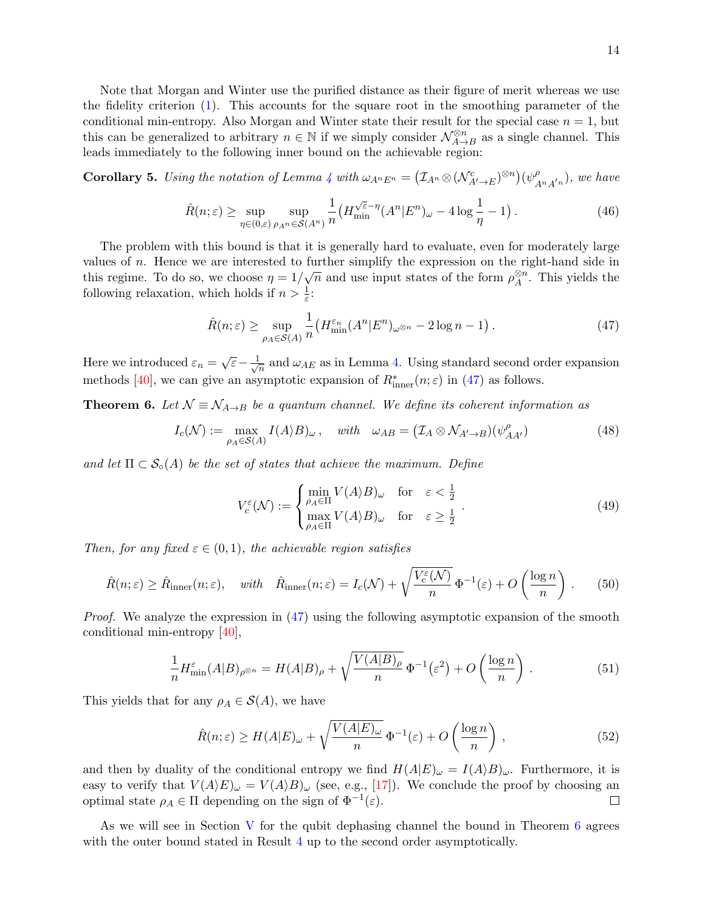Note that Morgan and Winter use the purified distance as their figure of merit whereas we use the fidelity criterion (1). This accounts for the square root in the smoothing parameter of the conditional min-entropy. Also Morgan and Winter state their result for the special case $n = 1$, but this can be generalized to arbitrary $n \in \mathbb{N}$ if we simply consider $\mathcal{N}_{A\to B}^{\otimes n}$ as a single channel. This leads immediately to the following inner bound on the achievable region:

**Corollary 5.** *Using the notation of Lemma 4 with* $\omega_{A^n E^n} = \big(\mathcal{I}_{A^n} \otimes (\mathcal{N}^c_{A'\to E})^{\otimes n}\big)(\psi^\rho_{A^n A'^n})$*, we have*

$$\hat{R}(n;\varepsilon) \geq \sup_{\eta \in (0,\varepsilon)} \sup_{\rho_{A^n} \in \mathcal{S}(A^n)} \frac{1}{n}\big(H_{\min}^{\sqrt{\varepsilon}-\eta}(A^n|E^n)_\omega - 4\log\frac{1}{\eta} - 1\big)\,. \tag{46}$$

The problem with this bound is that it is generally hard to evaluate, even for moderately large values of $n$. Hence we are interested to further simplify the expression on the right-hand side in this regime. To do so, we choose $\eta = 1/\sqrt{n}$ and use input states of the form $\rho_A^{\otimes n}$. This yields the following relaxation, which holds if $n > \frac{1}{\varepsilon}$:

$$\hat{R}(n;\varepsilon) \geq \sup_{\rho_A \in \mathcal{S}(A)} \frac{1}{n}\big(H_{\min}^{\varepsilon_n}(A^n|E^n)_{\omega^{\otimes n}} - 2\log n - 1\big)\,. \tag{47}$$

Here we introduced $\varepsilon_n = \sqrt{\varepsilon} - \frac{1}{\sqrt{n}}$ and $\omega_{AE}$ as in Lemma 4. Using standard second order expansion methods [40], we can give an asymptotic expansion of $R^*_{\text{inner}}(n;\varepsilon)$ in (47) as follows.

**Theorem 6.** *Let $\mathcal{N} \equiv \mathcal{N}_{A\to B}$ be a quantum channel. We define its coherent information as*

$$I_c(\mathcal{N}) := \max_{\rho_A \in \mathcal{S}(A)} I(A\rangle B)_\omega\,, \quad \textit{with} \quad \omega_{AB} = \big(\mathcal{I}_A \otimes \mathcal{N}_{A'\to B}\big)(\psi^\rho_{AA'}) \tag{48}$$

*and let $\Pi \subset \mathcal{S}_\circ(A)$ be the set of states that achieve the maximum. Define*

$$V_c^\varepsilon(\mathcal{N}) := \begin{cases} \min\limits_{\rho_A \in \Pi} V(A\rangle B)_\omega & \text{for} \quad \varepsilon < \frac{1}{2} \\ \max\limits_{\rho_A \in \Pi} V(A\rangle B)_\omega & \text{for} \quad \varepsilon \geq \frac{1}{2} \end{cases}. \tag{49}$$

*Then, for any fixed $\varepsilon \in (0,1)$, the achievable region satisfies*

$$\hat{R}(n;\varepsilon) \geq \hat{R}_{\text{inner}}(n;\varepsilon), \quad \textit{with} \quad \hat{R}_{\text{inner}}(n;\varepsilon) = I_c(\mathcal{N}) + \sqrt{\frac{V_c^\varepsilon(\mathcal{N})}{n}}\,\Phi^{-1}(\varepsilon) + O\left(\frac{\log n}{n}\right). \tag{50}$$

*Proof.* We analyze the expression in (47) using the following asymptotic expansion of the smooth conditional min-entropy [40],

$$\frac{1}{n}H_{\min}^{\varepsilon}(A|B)_{\rho^{\otimes n}} = H(A|B)_\rho + \sqrt{\frac{V(A|B)_\rho}{n}}\,\Phi^{-1}\big(\varepsilon^2\big) + O\left(\frac{\log n}{n}\right). \tag{51}$$

This yields that for any $\rho_A \in \mathcal{S}(A)$, we have

$$\hat{R}(n;\varepsilon) \geq H(A|E)_\omega + \sqrt{\frac{V(A|E)_\omega}{n}}\,\Phi^{-1}(\varepsilon) + O\left(\frac{\log n}{n}\right), \tag{52}$$

and then by duality of the conditional entropy we find $H(A|E)_\omega = I(A\rangle B)_\omega$. Furthermore, it is easy to verify that $V(A\rangle E)_\omega = V(A\rangle B)_\omega$ (see, e.g., [17]). We conclude the proof by choosing an optimal state $\rho_A \in \Pi$ depending on the sign of $\Phi^{-1}(\varepsilon)$. ∎

As we will see in Section V for the qubit dephasing channel the bound in Theorem 6 agrees with the outer bound stated in Result 4 up to the second order asymptotically.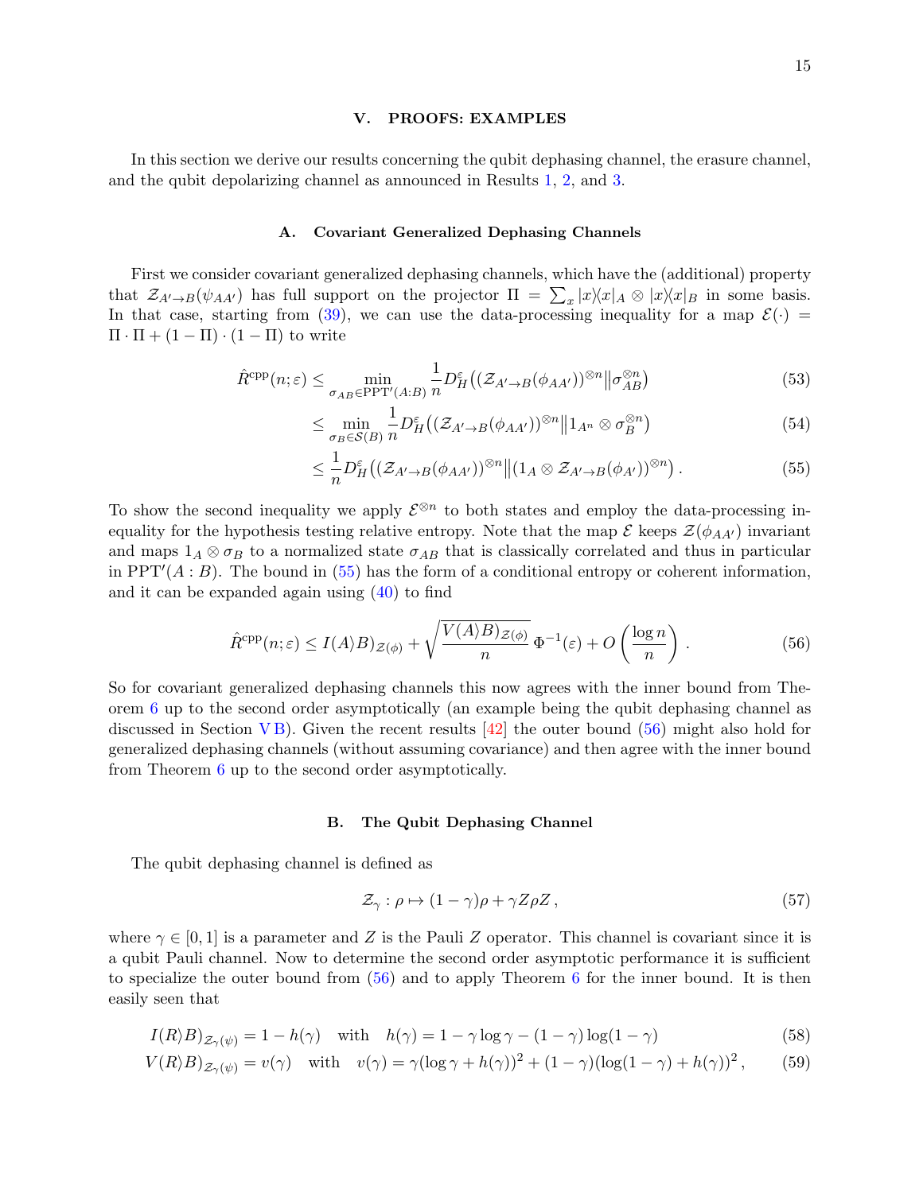## V. PROOFS: EXAMPLES

In this section we derive our results concerning the qubit dephasing channel, the erasure channel, and the qubit depolarizing channel as announced in Results 1, 2, and 3.

### A. Covariant Generalized Dephasing Channels

First we consider covariant generalized dephasing channels, which have the (additional) property that $\mathcal{Z}_{A'\to B}(\psi_{AA'})$ has full support on the projector $\Pi = \sum_x |x\rangle\langle x|_A \otimes |x\rangle\langle x|_B$ in some basis. In that case, starting from (39), we can use the data-processing inequality for a map $\mathcal{E}(\cdot) = \Pi \cdot \Pi + (1-\Pi)\cdot(1-\Pi)$ to write

$$\hat{R}^{\mathrm{cpp}}(n;\varepsilon) \leq \min_{\sigma_{AB}\in \mathrm{PPT}'(A:B)} \frac{1}{n} D_H^{\varepsilon}\big((\mathcal{Z}_{A'\to B}(\phi_{AA'}))^{\otimes n} \big\| \sigma_{AB}^{\otimes n}\big) \tag{53}$$

$$\leq \min_{\sigma_B\in \mathcal{S}(B)} \frac{1}{n} D_H^{\varepsilon}\big((\mathcal{Z}_{A'\to B}(\phi_{AA'}))^{\otimes n} \big\| 1_{A^n}\otimes \sigma_{B}^{\otimes n}\big) \tag{54}$$

$$\leq \frac{1}{n} D_H^{\varepsilon}\big((\mathcal{Z}_{A'\to B}(\phi_{AA'}))^{\otimes n} \big\| (1_A\otimes \mathcal{Z}_{A'\to B}(\phi_{A'}))^{\otimes n}\big)\,. \tag{55}$$

To show the second inequality we apply $\mathcal{E}^{\otimes n}$ to both states and employ the data-processing inequality for the hypothesis testing relative entropy. Note that the map $\mathcal{E}$ keeps $\mathcal{Z}(\phi_{AA'})$ invariant and maps $1_A\otimes\sigma_B$ to a normalized state $\sigma_{AB}$ that is classically correlated and thus in particular in $\mathrm{PPT}'(A:B)$. The bound in (55) has the form of a conditional entropy or coherent information, and it can be expanded again using (40) to find

$$\hat{R}^{\mathrm{cpp}}(n;\varepsilon) \leq I(A\rangle B)_{\mathcal{Z}(\phi)} + \sqrt{\frac{V(A\rangle B)_{\mathcal{Z}(\phi)}}{n}}\,\Phi^{-1}(\varepsilon) + O\left(\frac{\log n}{n}\right)\,. \tag{56}$$

So for covariant generalized dephasing channels this now agrees with the inner bound from Theorem 6 up to the second order asymptotically (an example being the qubit dephasing channel as discussed in Section V B). Given the recent results [42] the outer bound (56) might also hold for generalized dephasing channels (without assuming covariance) and then agree with the inner bound from Theorem 6 up to the second order asymptotically.

### B. The Qubit Dephasing Channel

The qubit dephasing channel is defined as

$$\mathcal{Z}_\gamma : \rho \mapsto (1-\gamma)\rho + \gamma Z\rho Z\,, \tag{57}$$

where $\gamma\in[0,1]$ is a parameter and $Z$ is the Pauli $Z$ operator. This channel is covariant since it is a qubit Pauli channel. Now to determine the second order asymptotic performance it is sufficient to specialize the outer bound from (56) and to apply Theorem 6 for the inner bound. It is then easily seen that

$$I(R\rangle B)_{\mathcal{Z}_\gamma(\psi)} = 1 - h(\gamma) \quad \text{with} \quad h(\gamma) = 1 - \gamma\log\gamma - (1-\gamma)\log(1-\gamma) \tag{58}$$

$$V(R\rangle B)_{\mathcal{Z}_\gamma(\psi)} = v(\gamma) \quad \text{with} \quad v(\gamma) = \gamma(\log\gamma + h(\gamma))^2 + (1-\gamma)(\log(1-\gamma)+h(\gamma))^2\,, \tag{59}$$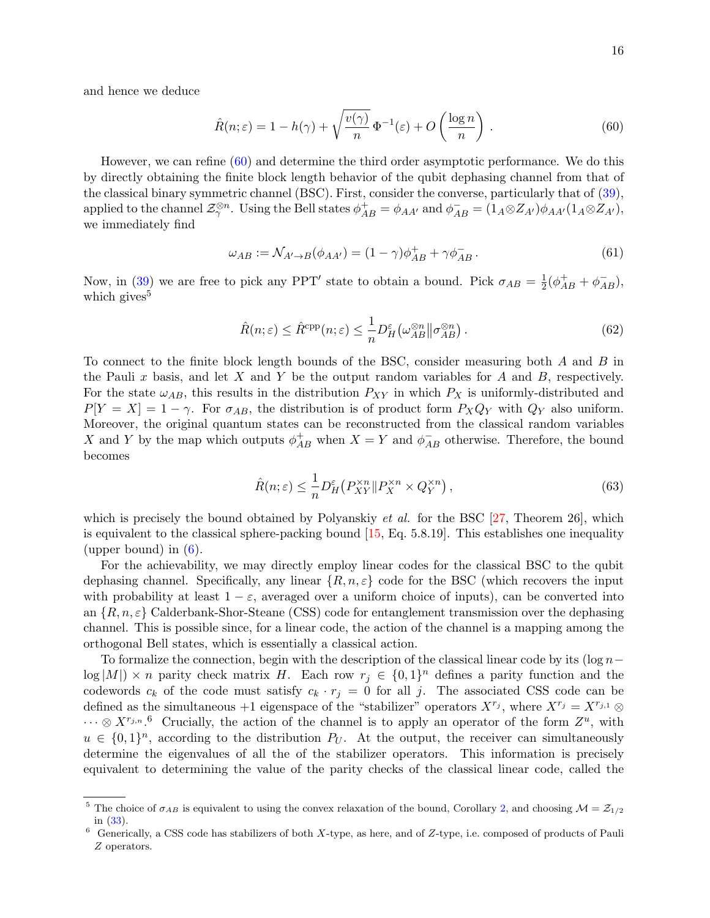and hence we deduce

$$
\hat{R}(n;\varepsilon) = 1 - h(\gamma) + \sqrt{\frac{v(\gamma)}{n}}\,\Phi^{-1}(\varepsilon) + O\left(\frac{\log n}{n}\right). \tag{60}
$$

However, we can refine (60) and determine the third order asymptotic performance. We do this by directly obtaining the finite block length behavior of the qubit dephasing channel from that of the classical binary symmetric channel (BSC). First, consider the converse, particularly that of (39), applied to the channel $\mathcal{Z}_\gamma^{\otimes n}$. Using the Bell states $\phi^+_{AB} = \phi_{AA'}$ and $\phi^-_{AB} = (1_A \otimes Z_{A'})\phi_{AA'}(1_A \otimes Z_{A'})$, we immediately find

$$
\omega_{AB} := \mathcal{N}_{A' \to B}(\phi_{AA'}) = (1-\gamma)\phi^+_{AB} + \gamma \phi^-_{AB}. \tag{61}
$$

Now, in (39) we are free to pick any PPT′ state to obtain a bound. Pick $\sigma_{AB} = \frac{1}{2}(\phi^+_{AB} + \phi^-_{AB})$, which gives[5]

$$
\hat{R}(n;\varepsilon) \leq \hat{R}^{\mathrm{cpp}}(n;\varepsilon) \leq \frac{1}{n} D_H^\varepsilon\big(\omega_{AB}^{\otimes n} \| \sigma_{AB}^{\otimes n}\big). \tag{62}
$$

To connect to the finite block length bounds of the BSC, consider measuring both $A$ and $B$ in the Pauli $x$ basis, and let $X$ and $Y$ be the output random variables for $A$ and $B$, respectively. For the state $\omega_{AB}$, this results in the distribution $P_{XY}$ in which $P_X$ is uniformly-distributed and $P[Y = X] = 1-\gamma$. For $\sigma_{AB}$, the distribution is of product form $P_X Q_Y$ with $Q_Y$ also uniform. Moreover, the original quantum states can be reconstructed from the classical random variables $X$ and $Y$ by the map which outputs $\phi^+_{AB}$ when $X = Y$ and $\phi^-_{AB}$ otherwise. Therefore, the bound becomes

$$
\hat{R}(n;\varepsilon) \leq \frac{1}{n} D_H^\varepsilon\big(P_{XY}^{\times n} \| P_X^{\times n} \times Q_Y^{\times n}\big), \tag{63}
$$

which is precisely the bound obtained by Polyanskiy *et al.* for the BSC [27, Theorem 26], which is equivalent to the classical sphere-packing bound [15, Eq. 5.8.19]. This establishes one inequality (upper bound) in (6).

For the achievability, we may directly employ linear codes for the classical BSC to the qubit dephasing channel. Specifically, any linear $\{R, n, \varepsilon\}$ code for the BSC (which recovers the input with probability at least $1-\varepsilon$, averaged over a uniform choice of inputs), can be converted into an $\{R, n, \varepsilon\}$ Calderbank-Shor-Steane (CSS) code for entanglement transmission over the dephasing channel. This is possible since, for a linear code, the action of the channel is a mapping among the orthogonal Bell states, which is essentially a classical action.

To formalize the connection, begin with the description of the classical linear code by its $(\log n - \log |M|) \times n$ parity check matrix $H$. Each row $r_j \in \{0,1\}^n$ defines a parity function and the codewords $c_k$ of the code must satisfy $c_k \cdot r_j = 0$ for all $j$. The associated CSS code can be defined as the simultaneous $+1$ eigenspace of the "stabilizer" operators $X^{r_j}$, where $X^{r_j} = X^{r_{j,1}} \otimes \cdots \otimes X^{r_{j,n}}$.[6] Crucially, the action of the channel is to apply an operator of the form $Z^u$, with $u \in \{0,1\}^n$, according to the distribution $P_U$. At the output, the receiver can simultaneously determine the eigenvalues of all the of the stabilizer operators. This information is precisely equivalent to determining the value of the parity checks of the classical linear code, called the

---

[5] The choice of $\sigma_{AB}$ is equivalent to using the convex relaxation of the bound, Corollary 2, and choosing $\mathcal{M} = \mathcal{Z}_{1/2}$ in (33).

[6] Generically, a CSS code has stabilizers of both $X$-type, as here, and of $Z$-type, i.e. composed of products of Pauli $Z$ operators.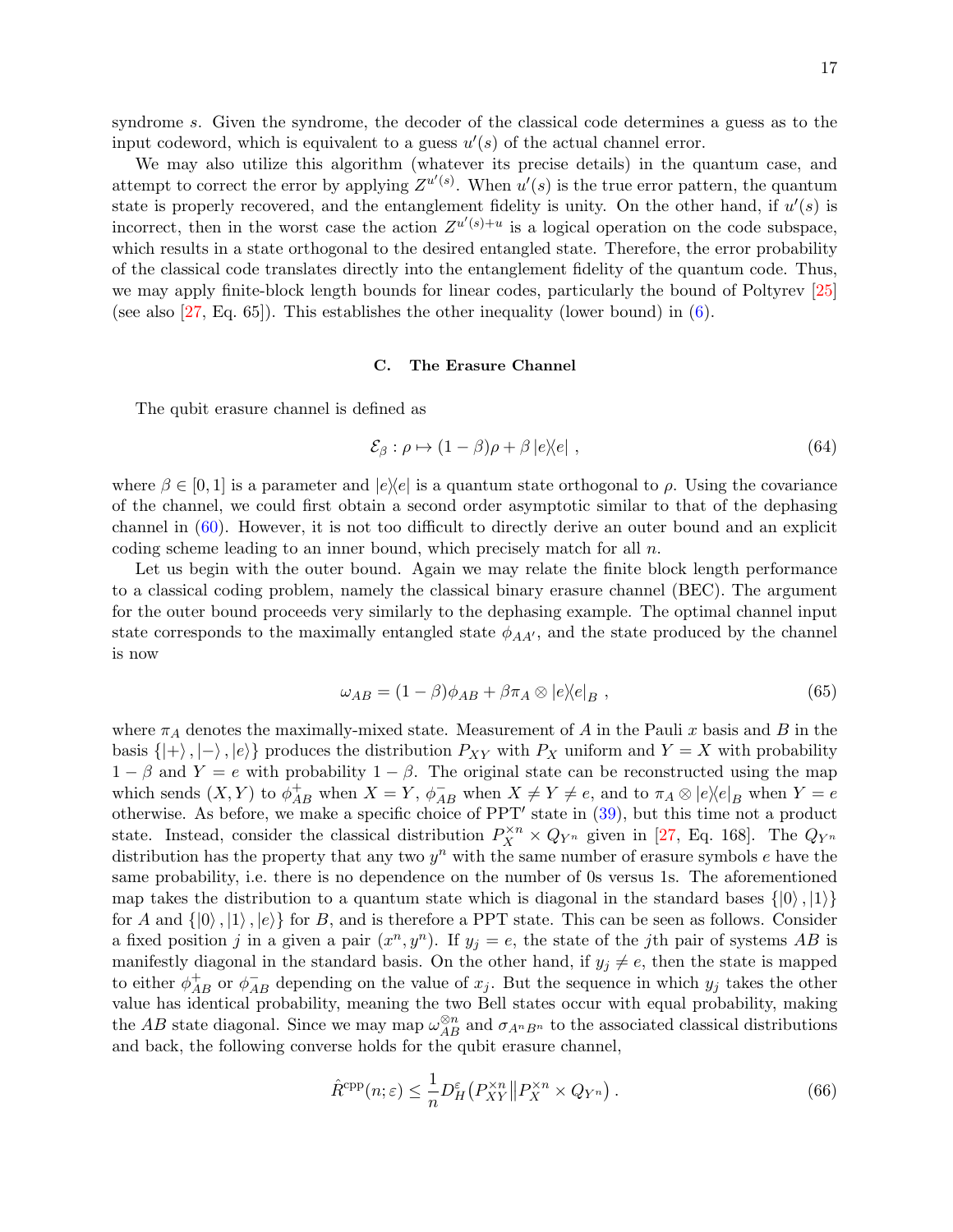syndrome $s$. Given the syndrome, the decoder of the classical code determines a guess as to the input codeword, which is equivalent to a guess $u'(s)$ of the actual channel error.

We may also utilize this algorithm (whatever its precise details) in the quantum case, and attempt to correct the error by applying $Z^{u'(s)}$. When $u'(s)$ is the true error pattern, the quantum state is properly recovered, and the entanglement fidelity is unity. On the other hand, if $u'(s)$ is incorrect, then in the worst case the action $Z^{u'(s)+u}$ is a logical operation on the code subspace, which results in a state orthogonal to the desired entangled state. Therefore, the error probability of the classical code translates directly into the entanglement fidelity of the quantum code. Thus, we may apply finite-block length bounds for linear codes, particularly the bound of Poltyrev [25] (see also [27, Eq. 65]). This establishes the other inequality (lower bound) in (6).

### C. The Erasure Channel

The qubit erasure channel is defined as

$$\mathcal{E}_\beta : \rho \mapsto (1-\beta)\rho + \beta \, |e\rangle\langle e| \ , \tag{64}$$

where $\beta \in [0, 1]$ is a parameter and $|e\rangle\langle e|$ is a quantum state orthogonal to $\rho$. Using the covariance of the channel, we could first obtain a second order asymptotic similar to that of the dephasing channel in (60). However, it is not too difficult to directly derive an outer bound and an explicit coding scheme leading to an inner bound, which precisely match for all $n$.

Let us begin with the outer bound. Again we may relate the finite block length performance to a classical coding problem, namely the classical binary erasure channel (BEC). The argument for the outer bound proceeds very similarly to the dephasing example. The optimal channel input state corresponds to the maximally entangled state $\phi_{AA'}$, and the state produced by the channel is now

$$\omega_{AB} = (1-\beta)\phi_{AB} + \beta \pi_A \otimes |e\rangle\langle e|_B \ , \tag{65}$$

where $\pi_A$ denotes the maximally-mixed state. Measurement of $A$ in the Pauli $x$ basis and $B$ in the basis $\{|+\rangle, |-\rangle, |e\rangle\}$ produces the distribution $P_{XY}$ with $P_X$ uniform and $Y = X$ with probability $1-\beta$ and $Y = e$ with probability $1-\beta$. The original state can be reconstructed using the map which sends $(X, Y)$ to $\phi^+_{AB}$ when $X = Y$, $\phi^-_{AB}$ when $X \neq Y \neq e$, and to $\pi_A \otimes |e\rangle\langle e|_B$ when $Y = e$ otherwise. As before, we make a specific choice of PPT$'$ state in (39), but this time not a product state. Instead, consider the classical distribution $P_X^{\times n} \times Q_{Y^n}$ given in [27, Eq. 168]. The $Q_{Y^n}$ distribution has the property that any two $y^n$ with the same number of erasure symbols $e$ have the same probability, i.e. there is no dependence on the number of 0s versus 1s. The aforementioned map takes the distribution to a quantum state which is diagonal in the standard bases $\{|0\rangle, |1\rangle\}$ for $A$ and $\{|0\rangle, |1\rangle, |e\rangle\}$ for $B$, and is therefore a PPT state. This can be seen as follows. Consider a fixed position $j$ in a given a pair $(x^n, y^n)$. If $y_j = e$, the state of the $j$th pair of systems $AB$ is manifestly diagonal in the standard basis. On the other hand, if $y_j \neq e$, then the state is mapped to either $\phi^+_{AB}$ or $\phi^-_{AB}$ depending on the value of $x_j$. But the sequence in which $y_j$ takes the other value has identical probability, meaning the two Bell states occur with equal probability, making the $AB$ state diagonal. Since we may map $\omega_{AB}^{\otimes n}$ and $\sigma_{A^nB^n}$ to the associated classical distributions and back, the following converse holds for the qubit erasure channel,

$$\hat{R}^{\text{cpp}}(n;\varepsilon) \leq \frac{1}{n} D_H^\varepsilon\big(P_{XY}^{\times n} \big\| P_X^{\times n} \times Q_{Y^n}\big) \, . \tag{66}$$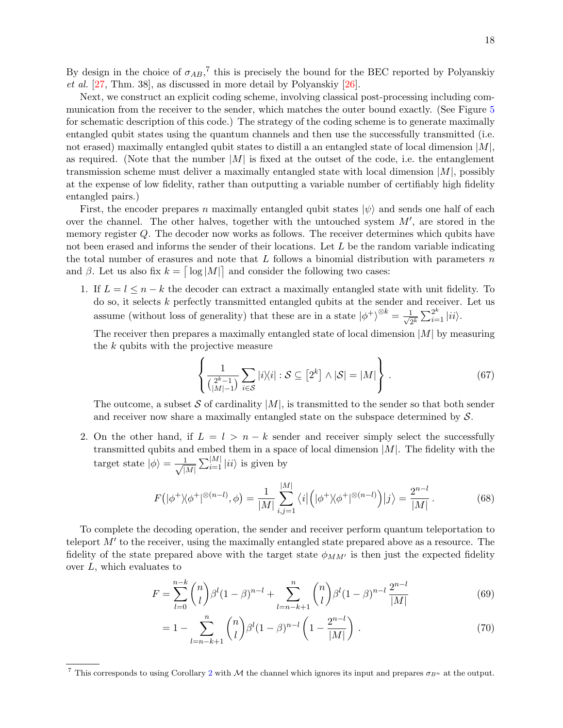By design in the choice of $\sigma_{AB}$,[7] this is precisely the bound for the BEC reported by Polyanskiy *et al.* [27, Thm. 38], as discussed in more detail by Polyanskiy [26].

Next, we construct an explicit coding scheme, involving classical post-processing including communication from the receiver to the sender, which matches the outer bound exactly. (See Figure 5 for schematic description of this code.) The strategy of the coding scheme is to generate maximally entangled qubit states using the quantum channels and then use the successfully transmitted (i.e. not erased) maximally entangled qubit states to distill a an entangled state of local dimension $|M|$, as required. (Note that the number $|M|$ is fixed at the outset of the code, i.e. the entanglement transmission scheme must deliver a maximally entangled state with local dimension $|M|$, possibly at the expense of low fidelity, rather than outputting a variable number of certifiably high fidelity entangled pairs.)

First, the encoder prepares $n$ maximally entangled qubit states $|\psi\rangle$ and sends one half of each over the channel. The other halves, together with the untouched system $M'$, are stored in the memory register $Q$. The decoder now works as follows. The receiver determines which qubits have not been erased and informs the sender of their locations. Let $L$ be the random variable indicating the total number of erasures and note that $L$ follows a binomial distribution with parameters $n$ and $\beta$. Let us also fix $k = \lceil \log |M| \rceil$ and consider the following two cases:

1. If $L = l \leq n - k$ the decoder can extract a maximally entangled state with unit fidelity. To do so, it selects $k$ perfectly transmitted entangled qubits at the sender and receiver. Let us assume (without loss of generality) that these are in a state $|\phi^+\rangle^{\otimes k} = \frac{1}{\sqrt{2^k}} \sum_{i=1}^{2^k} |ii\rangle$.

   The receiver then prepares a maximally entangled state of local dimension $|M|$ by measuring the $k$ qubits with the projective measure

$$\left\{ \frac{1}{\binom{2^k-1}{|M|-1}} \sum_{i \in \mathcal{S}} |i\rangle\langle i| : \mathcal{S} \subseteq \left[2^k\right] \wedge |\mathcal{S}| = |M| \right\} . \tag{67}$$

   The outcome, a subset $\mathcal{S}$ of cardinality $|M|$, is transmitted to the sender so that both sender and receiver now share a maximally entangled state on the subspace determined by $\mathcal{S}$.

2. On the other hand, if $L = l > n - k$ sender and receiver simply select the successfully transmitted qubits and embed them in a space of local dimension $|M|$. The fidelity with the target state $|\phi\rangle = \frac{1}{\sqrt{|M|}} \sum_{i=1}^{|M|} |ii\rangle$ is given by

$$F\big(|\phi^+\rangle\langle\phi^+|^{\otimes(n-l)}, \phi\big) = \frac{1}{|M|} \sum_{i,j=1}^{|M|} \big\langle i \big| \Big( |\phi^+\rangle\langle\phi^+|^{\otimes(n-l)} \Big) \big| j \big\rangle = \frac{2^{n-l}}{|M|} . \tag{68}$$

To complete the decoding operation, the sender and receiver perform quantum teleportation to teleport $M'$ to the receiver, using the maximally entangled state prepared above as a resource. The fidelity of the state prepared above with the target state $\phi_{MM'}$ is then just the expected fidelity over $L$, which evaluates to

$$F = \sum_{l=0}^{n-k} \binom{n}{l} \beta^l (1-\beta)^{n-l} + \sum_{l=n-k+1}^{n} \binom{n}{l} \beta^l (1-\beta)^{n-l} \, \frac{2^{n-l}}{|M|} \tag{69}$$

$$= 1 - \sum_{l=n-k+1}^{n} \binom{n}{l} \beta^l (1-\beta)^{n-l} \left( 1 - \frac{2^{n-l}}{|M|} \right) . \tag{70}$$

[7] This corresponds to using Corollary 2 with $\mathcal{M}$ the channel which ignores its input and prepares $\sigma_{B^n}$ at the output.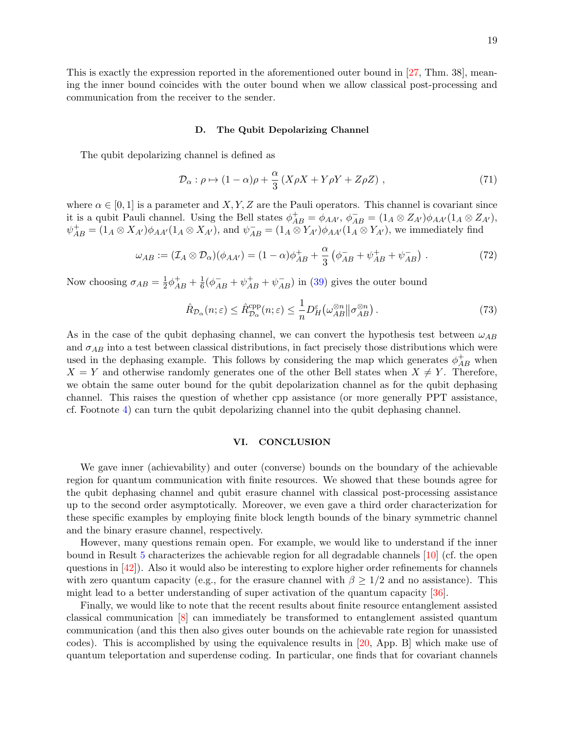This is exactly the expression reported in the aforementioned outer bound in [27, Thm. 38], meaning the inner bound coincides with the outer bound when we allow classical post-processing and communication from the receiver to the sender.

### D. The Qubit Depolarizing Channel

The qubit depolarizing channel is defined as

$$\mathcal{D}_\alpha : \rho \mapsto (1-\alpha)\rho + \frac{\alpha}{3}\left(X\rho X + Y\rho Y + Z\rho Z\right), \tag{71}$$

where $\alpha \in [0,1]$ is a parameter and $X, Y, Z$ are the Pauli operators. This channel is covariant since it is a qubit Pauli channel. Using the Bell states $\phi^+_{AB} = \phi_{AA'}$, $\phi^-_{AB} = (1_A \otimes Z_{A'})\phi_{AA'}(1_A \otimes Z_{A'})$, $\psi^+_{AB} = (1_A \otimes X_{A'})\phi_{AA'}(1_A \otimes X_{A'})$, and $\psi^-_{AB} = (1_A \otimes Y_{A'})\phi_{AA'}(1_A \otimes Y_{A'})$, we immediately find

$$\omega_{AB} := (\mathcal{I}_A \otimes \mathcal{D}_\alpha)(\phi_{AA'}) = (1-\alpha)\phi^+_{AB} + \frac{\alpha}{3}\left(\phi^-_{AB} + \psi^+_{AB} + \psi^-_{AB}\right). \tag{72}$$

Now choosing $\sigma_{AB} = \frac{1}{2}\phi^+_{AB} + \frac{1}{6}(\phi^-_{AB} + \psi^+_{AB} + \psi^-_{AB})$ in (39) gives the outer bound

$$\hat{R}_{\mathcal{D}_\alpha}(n;\varepsilon) \leq \hat{R}^{\text{cpp}}_{\mathcal{D}_\alpha}(n;\varepsilon) \leq \frac{1}{n} D^{\varepsilon}_{H}\big(\omega_{AB}^{\otimes n} \big\| \sigma_{AB}^{\otimes n}\big). \tag{73}$$

As in the case of the qubit dephasing channel, we can convert the hypothesis test between $\omega_{AB}$ and $\sigma_{AB}$ into a test between classical distributions, in fact precisely those distributions which were used in the dephasing example. This follows by considering the map which generates $\phi^+_{AB}$ when $X = Y$ and otherwise randomly generates one of the other Bell states when $X \neq Y$. Therefore, we obtain the same outer bound for the qubit depolarization channel as for the qubit dephasing channel. This raises the question of whether cpp assistance (or more generally PPT assistance, cf. Footnote 4) can turn the qubit depolarizing channel into the qubit dephasing channel.

## VI. CONCLUSION

We gave inner (achievability) and outer (converse) bounds on the boundary of the achievable region for quantum communication with finite resources. We showed that these bounds agree for the qubit dephasing channel and qubit erasure channel with classical post-processing assistance up to the second order asymptotically. Moreover, we even gave a third order characterization for these specific examples by employing finite block length bounds of the binary symmetric channel and the binary erasure channel, respectively.

However, many questions remain open. For example, we would like to understand if the inner bound in Result 5 characterizes the achievable region for all degradable channels [10] (cf. the open questions in [42]). Also it would also be interesting to explore higher order refinements for channels with zero quantum capacity (e.g., for the erasure channel with $\beta \geq 1/2$ and no assistance). This might lead to a better understanding of super activation of the quantum capacity [36].

Finally, we would like to note that the recent results about finite resource entanglement assisted classical communication [8] can immediately be transformed to entanglement assisted quantum communication (and this then also gives outer bounds on the achievable rate region for unassisted codes). This is accomplished by using the equivalence results in [20, App. B] which make use of quantum teleportation and superdense coding. In particular, one finds that for covariant channels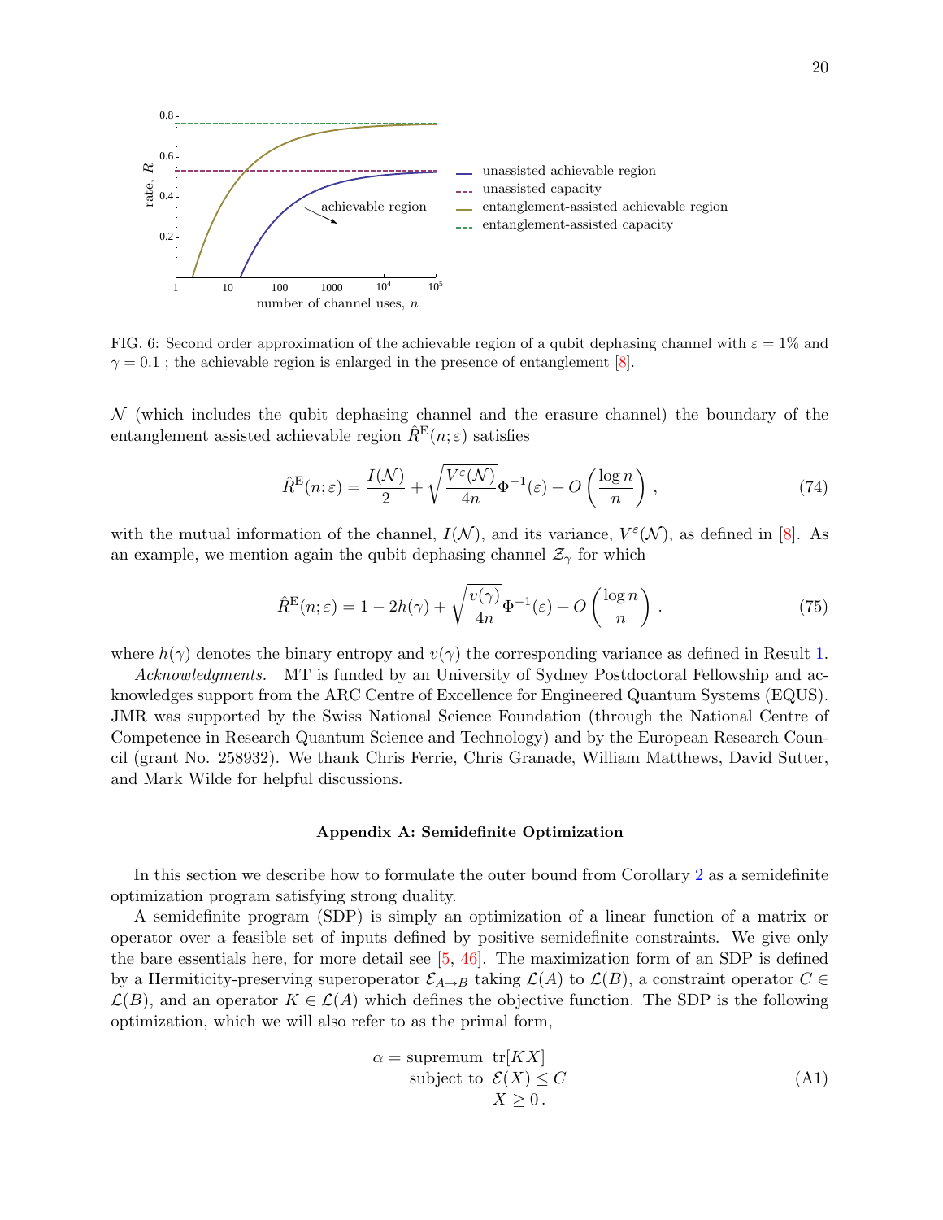FIG. 6: Second order approximation of the achievable region of a qubit dephasing channel with $\varepsilon = 1\%$ and $\gamma = 0.1$ ; the achievable region is enlarged in the presence of entanglement [8].

$\mathcal{N}$ (which includes the qubit dephasing channel and the erasure channel) the boundary of the entanglement assisted achievable region $\hat{R}^{\mathrm{E}}(n;\varepsilon)$ satisfies

$$\hat{R}^{\mathrm{E}}(n;\varepsilon) = \frac{I(\mathcal{N})}{2} + \sqrt{\frac{V^{\varepsilon}(\mathcal{N})}{4n}}\Phi^{-1}(\varepsilon) + O\left(\frac{\log n}{n}\right), \tag{74}$$

with the mutual information of the channel, $I(\mathcal{N})$, and its variance, $V^{\varepsilon}(\mathcal{N})$, as defined in [8]. As an example, we mention again the qubit dephasing channel $\mathcal{Z}_\gamma$ for which

$$\hat{R}^{\mathrm{E}}(n;\varepsilon) = 1 - 2h(\gamma) + \sqrt{\frac{v(\gamma)}{4n}}\Phi^{-1}(\varepsilon) + O\left(\frac{\log n}{n}\right). \tag{75}$$

where $h(\gamma)$ denotes the binary entropy and $v(\gamma)$ the corresponding variance as defined in Result 1.

*Acknowledgments.* MT is funded by an University of Sydney Postdoctoral Fellowship and acknowledges support from the ARC Centre of Excellence for Engineered Quantum Systems (EQUS). JMR was supported by the Swiss National Science Foundation (through the National Centre of Competence in Research Quantum Science and Technology) and by the European Research Council (grant No. 258932). We thank Chris Ferrie, Chris Granade, William Matthews, David Sutter, and Mark Wilde for helpful discussions.

## Appendix A: Semidefinite Optimization

In this section we describe how to formulate the outer bound from Corollary 2 as a semidefinite optimization program satisfying strong duality.

A semidefinite program (SDP) is simply an optimization of a linear function of a matrix or operator over a feasible set of inputs defined by positive semidefinite constraints. We give only the bare essentials here, for more detail see [5, 46]. The maximization form of an SDP is defined by a Hermiticity-preserving superoperator $\mathcal{E}_{A\to B}$ taking $\mathcal{L}(A)$ to $\mathcal{L}(B)$, a constraint operator $C \in \mathcal{L}(B)$, and an operator $K \in \mathcal{L}(A)$ which defines the objective function. The SDP is the following optimization, which we will also refer to as the primal form,

$$\begin{aligned} \alpha = \text{supremum} \;\; & \mathrm{tr}[KX] \\ \text{subject to} \;\; & \mathcal{E}(X) \leq C \\ & X \geq 0\,. \end{aligned} \tag{A1}$$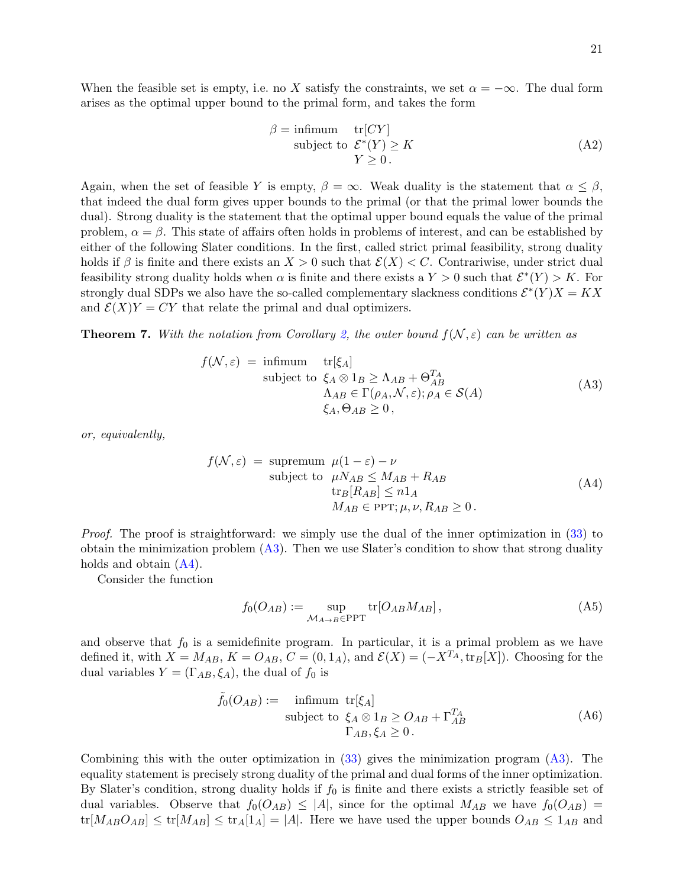When the feasible set is empty, i.e. no $X$ satisfy the constraints, we set $\alpha = -\infty$. The dual form arises as the optimal upper bound to the primal form, and takes the form

$$
\begin{aligned}
\beta = \text{infimum} \quad & \operatorname{tr}[CY] \\
\text{subject to} \quad & \mathcal{E}^*(Y) \geq K \\
& Y \geq 0\,.
\end{aligned}
\tag{A2}
$$

Again, when the set of feasible $Y$ is empty, $\beta = \infty$. Weak duality is the statement that $\alpha \leq \beta$, that indeed the dual form gives upper bounds to the primal (or that the primal lower bounds the dual). Strong duality is the statement that the optimal upper bound equals the value of the primal problem, $\alpha = \beta$. This state of affairs often holds in problems of interest, and can be established by either of the following Slater conditions. In the first, called strict primal feasibility, strong duality holds if $\beta$ is finite and there exists an $X > 0$ such that $\mathcal{E}(X) < C$. Contrariwise, under strict dual feasibility strong duality holds when $\alpha$ is finite and there exists a $Y > 0$ such that $\mathcal{E}^*(Y) > K$. For strongly dual SDPs we also have the so-called complementary slackness conditions $\mathcal{E}^*(Y)X = KX$ and $\mathcal{E}(X)Y = CY$ that relate the primal and dual optimizers.

**Theorem 7.** *With the notation from Corollary 2, the outer bound $f(\mathcal{N}, \varepsilon)$ can be written as*

$$
\begin{aligned}
f(\mathcal{N}, \varepsilon) \;=\; \text{infimum} \quad & \operatorname{tr}[\xi_A] \\
\text{subject to} \quad & \xi_A \otimes 1_B \geq \Lambda_{AB} + \Theta_{AB}^{T_A} \\
& \Lambda_{AB} \in \Gamma(\rho_A, \mathcal{N}, \varepsilon); \rho_A \in \mathcal{S}(A) \\
& \xi_A, \Theta_{AB} \geq 0\,,
\end{aligned}
\tag{A3}
$$

*or, equivalently,*

$$
\begin{aligned}
f(\mathcal{N}, \varepsilon) \;=\; \text{supremum} \quad & \mu(1-\varepsilon) - \nu \\
\text{subject to} \quad & \mu N_{AB} \leq M_{AB} + R_{AB} \\
& \operatorname{tr}_B[R_{AB}] \leq n 1_A \\
& M_{AB} \in \text{PPT}; \mu, \nu, R_{AB} \geq 0\,.
\end{aligned}
\tag{A4}
$$

*Proof.* The proof is straightforward: we simply use the dual of the inner optimization in (33) to obtain the minimization problem (A3). Then we use Slater's condition to show that strong duality holds and obtain (A4).

Consider the function

$$
f_0(O_{AB}) := \sup_{\mathcal{M}_{A\to B} \in \text{PPT}} \operatorname{tr}[O_{AB} M_{AB}]\,,
\tag{A5}
$$

and observe that $f_0$ is a semidefinite program. In particular, it is a primal problem as we have defined it, with $X = M_{AB}$, $K = O_{AB}$, $C = (0, 1_A)$, and $\mathcal{E}(X) = (-X^{T_A}, \operatorname{tr}_B[X])$. Choosing for the dual variables $Y = (\Gamma_{AB}, \xi_A)$, the dual of $f_0$ is

$$
\begin{aligned}
\tilde{f}_0(O_{AB}) := \quad \text{infimum} \quad & \operatorname{tr}[\xi_A] \\
\text{subject to} \quad & \xi_A \otimes 1_B \geq O_{AB} + \Gamma_{AB}^{T_A} \\
& \Gamma_{AB}, \xi_A \geq 0\,.
\end{aligned}
\tag{A6}
$$

Combining this with the outer optimization in (33) gives the minimization program (A3). The equality statement is precisely strong duality of the primal and dual forms of the inner optimization. By Slater's condition, strong duality holds if $f_0$ is finite and there exists a strictly feasible set of dual variables. Observe that $f_0(O_{AB}) \leq |A|$, since for the optimal $M_{AB}$ we have $f_0(O_{AB}) = \operatorname{tr}[M_{AB} O_{AB}] \leq \operatorname{tr}[M_{AB}] \leq \operatorname{tr}_A[1_A] = |A|$. Here we have used the upper bounds $O_{AB} \leq 1_{AB}$ and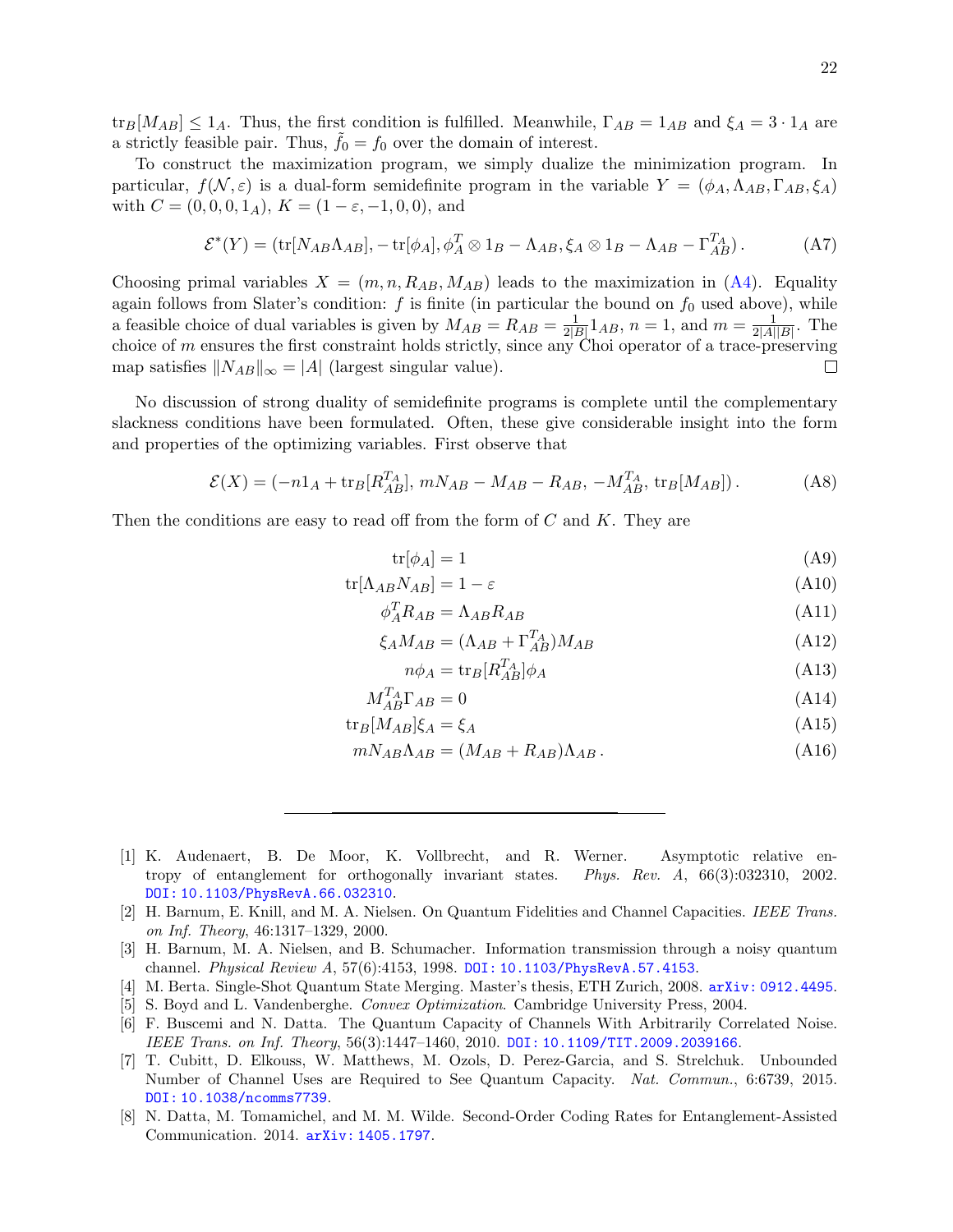$\mathrm{tr}_B[M_{AB}] \leq 1_A$. Thus, the first condition is fulfilled. Meanwhile, $\Gamma_{AB} = 1_{AB}$ and $\xi_A = 3 \cdot 1_A$ are a strictly feasible pair. Thus, $\tilde{f}_0 = f_0$ over the domain of interest.

To construct the maximization program, we simply dualize the minimization program. In particular, $f(\mathcal{N}, \varepsilon)$ is a dual-form semidefinite program in the variable $Y = (\phi_A, \Lambda_{AB}, \Gamma_{AB}, \xi_A)$ with $C = (0, 0, 0, 1_A)$, $K = (1 - \varepsilon, -1, 0, 0)$, and

$$\mathcal{E}^*(Y) = (\mathrm{tr}[N_{AB}\Lambda_{AB}], -\mathrm{tr}[\phi_A], \phi_A^T \otimes 1_B - \Lambda_{AB}, \xi_A \otimes 1_B - \Lambda_{AB} - \Gamma_{AB}^{T_A}) \,. \tag{A7}$$

Choosing primal variables $X = (m, n, R_{AB}, M_{AB})$ leads to the maximization in (A4). Equality again follows from Slater's condition: $f$ is finite (in particular the bound on $f_0$ used above), while a feasible choice of dual variables is given by $M_{AB} = R_{AB} = \frac{1}{2|B|}1_{AB}$, $n = 1$, and $m = \frac{1}{2|A||B|}$. The choice of $m$ ensures the first constraint holds strictly, since any Choi operator of a trace-preserving map satisfies $\|N_{AB}\|_\infty = |A|$ (largest singular value). □

No discussion of strong duality of semidefinite programs is complete until the complementary slackness conditions have been formulated. Often, these give considerable insight into the form and properties of the optimizing variables. First observe that

$$\mathcal{E}(X) = (-n1_A + \mathrm{tr}_B[R_{AB}^{T_A}],\, mN_{AB} - M_{AB} - R_{AB},\, -M_{AB}^{T_A},\, \mathrm{tr}_B[M_{AB}]) \,. \tag{A8}$$

Then the conditions are easy to read off from the form of $C$ and $K$. They are

$$\mathrm{tr}[\phi_A] = 1 \tag{A9}$$
$$\mathrm{tr}[\Lambda_{AB} N_{AB}] = 1 - \varepsilon \tag{A10}$$
$$\phi_A^T R_{AB} = \Lambda_{AB} R_{AB} \tag{A11}$$
$$\xi_A M_{AB} = (\Lambda_{AB} + \Gamma_{AB}^{T_A}) M_{AB} \tag{A12}$$
$$n\phi_A = \mathrm{tr}_B[R_{AB}^{T_A}]\phi_A \tag{A13}$$
$$M_{AB}^{T_A}\Gamma_{AB} = 0 \tag{A14}$$
$$\mathrm{tr}_B[M_{AB}]\xi_A = \xi_A \tag{A15}$$
$$mN_{AB}\Lambda_{AB} = (M_{AB} + R_{AB})\Lambda_{AB} \,. \tag{A16}$$

---

[1] K. Audenaert, B. De Moor, K. Vollbrecht, and R. Werner. Asymptotic relative entropy of entanglement for orthogonally invariant states. *Phys. Rev. A*, 66(3):032310, 2002. DOI: 10.1103/PhysRevA.66.032310.

[2] H. Barnum, E. Knill, and M. A. Nielsen. On Quantum Fidelities and Channel Capacities. *IEEE Trans. on Inf. Theory*, 46:1317–1329, 2000.

[3] H. Barnum, M. A. Nielsen, and B. Schumacher. Information transmission through a noisy quantum channel. *Physical Review A*, 57(6):4153, 1998. DOI: 10.1103/PhysRevA.57.4153.

[4] M. Berta. Single-Shot Quantum State Merging. Master's thesis, ETH Zurich, 2008. arXiv: 0912.4495.

[5] S. Boyd and L. Vandenberghe. *Convex Optimization*. Cambridge University Press, 2004.

[6] F. Buscemi and N. Datta. The Quantum Capacity of Channels With Arbitrarily Correlated Noise. *IEEE Trans. on Inf. Theory*, 56(3):1447–1460, 2010. DOI: 10.1109/TIT.2009.2039166.

[7] T. Cubitt, D. Elkouss, W. Matthews, M. Ozols, D. Perez-Garcia, and S. Strelchuk. Unbounded Number of Channel Uses are Required to See Quantum Capacity. *Nat. Commun.*, 6:6739, 2015. DOI: 10.1038/ncomms7739.

[8] N. Datta, M. Tomamichel, and M. M. Wilde. Second-Order Coding Rates for Entanglement-Assisted Communication. 2014. arXiv: 1405.1797.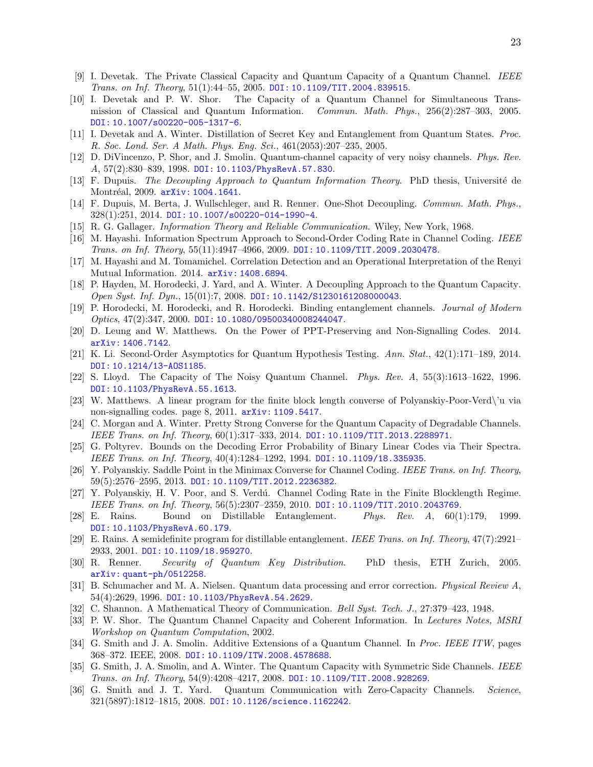[9] I. Devetak. The Private Classical Capacity and Quantum Capacity of a Quantum Channel. *IEEE Trans. on Inf. Theory*, 51(1):44–55, 2005. DOI: 10.1109/TIT.2004.839515.

[10] I. Devetak and P. W. Shor. The Capacity of a Quantum Channel for Simultaneous Transmission of Classical and Quantum Information. *Commun. Math. Phys.*, 256(2):287–303, 2005. DOI: 10.1007/s00220-005-1317-6.

[11] I. Devetak and A. Winter. Distillation of Secret Key and Entanglement from Quantum States. *Proc. R. Soc. Lond. Ser. A Math. Phys. Eng. Sci.*, 461(2053):207–235, 2005.

[12] D. DiVincenzo, P. Shor, and J. Smolin. Quantum-channel capacity of very noisy channels. *Phys. Rev. A*, 57(2):830–839, 1998. DOI: 10.1103/PhysRevA.57.830.

[13] F. Dupuis. *The Decoupling Approach to Quantum Information Theory*. PhD thesis, Université de Montréal, 2009. arXiv: 1004.1641.

[14] F. Dupuis, M. Berta, J. Wullschleger, and R. Renner. One-Shot Decoupling. *Commun. Math. Phys.*, 328(1):251, 2014. DOI: 10.1007/s00220-014-1990-4.

[15] R. G. Gallager. *Information Theory and Reliable Communication*. Wiley, New York, 1968.

[16] M. Hayashi. Information Spectrum Approach to Second-Order Coding Rate in Channel Coding. *IEEE Trans. on Inf. Theory*, 55(11):4947–4966, 2009. DOI: 10.1109/TIT.2009.2030478.

[17] M. Hayashi and M. Tomamichel. Correlation Detection and an Operational Interpretation of the Renyi Mutual Information. 2014. arXiv: 1408.6894.

[18] P. Hayden, M. Horodecki, J. Yard, and A. Winter. A Decoupling Approach to the Quantum Capacity. *Open Syst. Inf. Dyn.*, 15(01):7, 2008. DOI: 10.1142/S1230161208000043.

[19] P. Horodecki, M. Horodecki, and R. Horodecki. Binding entanglement channels. *Journal of Modern Optics*, 47(2):347, 2000. DOI: 10.1080/09500340008244047.

[20] D. Leung and W. Matthews. On the Power of PPT-Preserving and Non-Signalling Codes. 2014. arXiv: 1406.7142.

[21] K. Li. Second-Order Asymptotics for Quantum Hypothesis Testing. *Ann. Stat.*, 42(1):171–189, 2014. DOI: 10.1214/13-AOS1185.

[22] S. Lloyd. The Capacity of The Noisy Quantum Channel. *Phys. Rev. A*, 55(3):1613–1622, 1996. DOI: 10.1103/PhysRevA.55.1613.

[23] W. Matthews. A linear program for the finite block length converse of Polyanskiy-Poor-Verd\'u via non-signalling codes. page 8, 2011. arXiv: 1109.5417.

[24] C. Morgan and A. Winter. Pretty Strong Converse for the Quantum Capacity of Degradable Channels. *IEEE Trans. on Inf. Theory*, 60(1):317–333, 2014. DOI: 10.1109/TIT.2013.2288971.

[25] G. Poltyrev. Bounds on the Decoding Error Probability of Binary Linear Codes via Their Spectra. *IEEE Trans. on Inf. Theory*, 40(4):1284–1292, 1994. DOI: 10.1109/18.335935.

[26] Y. Polyanskiy. Saddle Point in the Minimax Converse for Channel Coding. *IEEE Trans. on Inf. Theory*, 59(5):2576–2595, 2013. DOI: 10.1109/TIT.2012.2236382.

[27] Y. Polyanskiy, H. V. Poor, and S. Verdú. Channel Coding Rate in the Finite Blocklength Regime. *IEEE Trans. on Inf. Theory*, 56(5):2307–2359, 2010. DOI: 10.1109/TIT.2010.2043769.

[28] E. Rains. Bound on Distillable Entanglement. *Phys. Rev. A*, 60(1):179, 1999. DOI: 10.1103/PhysRevA.60.179.

[29] E. Rains. A semidefinite program for distillable entanglement. *IEEE Trans. on Inf. Theory*, 47(7):2921–2933, 2001. DOI: 10.1109/18.959270.

[30] R. Renner. *Security of Quantum Key Distribution*. PhD thesis, ETH Zurich, 2005. arXiv: quant-ph/0512258.

[31] B. Schumacher and M. A. Nielsen. Quantum data processing and error correction. *Physical Review A*, 54(4):2629, 1996. DOI: 10.1103/PhysRevA.54.2629.

[32] C. Shannon. A Mathematical Theory of Communication. *Bell Syst. Tech. J.*, 27:379–423, 1948.

[33] P. W. Shor. The Quantum Channel Capacity and Coherent Information. In *Lectures Notes, MSRI Workshop on Quantum Computation*, 2002.

[34] G. Smith and J. A. Smolin. Additive Extensions of a Quantum Channel. In *Proc. IEEE ITW*, pages 368–372. IEEE, 2008. DOI: 10.1109/ITW.2008.4578688.

[35] G. Smith, J. A. Smolin, and A. Winter. The Quantum Capacity with Symmetric Side Channels. *IEEE Trans. on Inf. Theory*, 54(9):4208–4217, 2008. DOI: 10.1109/TIT.2008.928269.

[36] G. Smith and J. T. Yard. Quantum Communication with Zero-Capacity Channels. *Science*, 321(5897):1812–1815, 2008. DOI: 10.1126/science.1162242.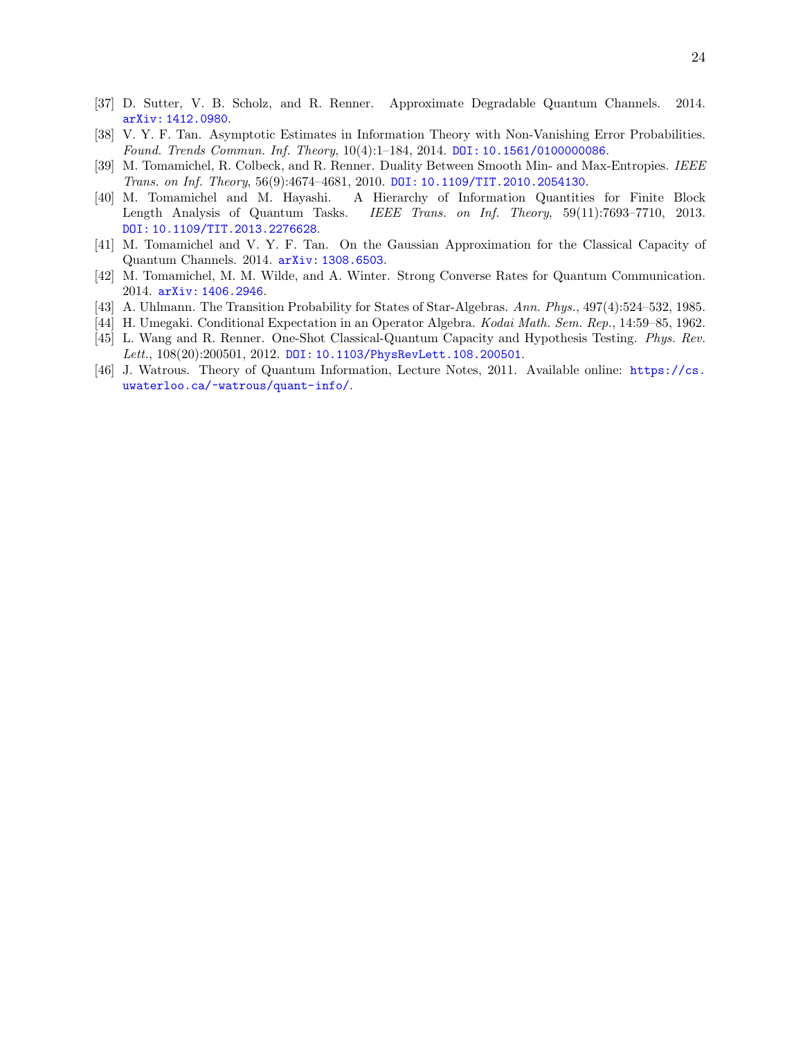[37] D. Sutter, V. B. Scholz, and R. Renner. Approximate Degradable Quantum Channels. 2014. arXiv: 1412.0980.

[38] V. Y. F. Tan. Asymptotic Estimates in Information Theory with Non-Vanishing Error Probabilities. *Found. Trends Commun. Inf. Theory*, 10(4):1–184, 2014. DOI: 10.1561/0100000086.

[39] M. Tomamichel, R. Colbeck, and R. Renner. Duality Between Smooth Min- and Max-Entropies. *IEEE Trans. on Inf. Theory*, 56(9):4674–4681, 2010. DOI: 10.1109/TIT.2010.2054130.

[40] M. Tomamichel and M. Hayashi. A Hierarchy of Information Quantities for Finite Block Length Analysis of Quantum Tasks. *IEEE Trans. on Inf. Theory*, 59(11):7693–7710, 2013. DOI: 10.1109/TIT.2013.2276628.

[41] M. Tomamichel and V. Y. F. Tan. On the Gaussian Approximation for the Classical Capacity of Quantum Channels. 2014. arXiv: 1308.6503.

[42] M. Tomamichel, M. M. Wilde, and A. Winter. Strong Converse Rates for Quantum Communication. 2014. arXiv: 1406.2946.

[43] A. Uhlmann. The Transition Probability for States of Star-Algebras. *Ann. Phys.*, 497(4):524–532, 1985.

[44] H. Umegaki. Conditional Expectation in an Operator Algebra. *Kodai Math. Sem. Rep.*, 14:59–85, 1962.

[45] L. Wang and R. Renner. One-Shot Classical-Quantum Capacity and Hypothesis Testing. *Phys. Rev. Lett.*, 108(20):200501, 2012. DOI: 10.1103/PhysRevLett.108.200501.

[46] J. Watrous. Theory of Quantum Information, Lecture Notes, 2011. Available online: https://cs.uwaterloo.ca/~watrous/quant-info/.